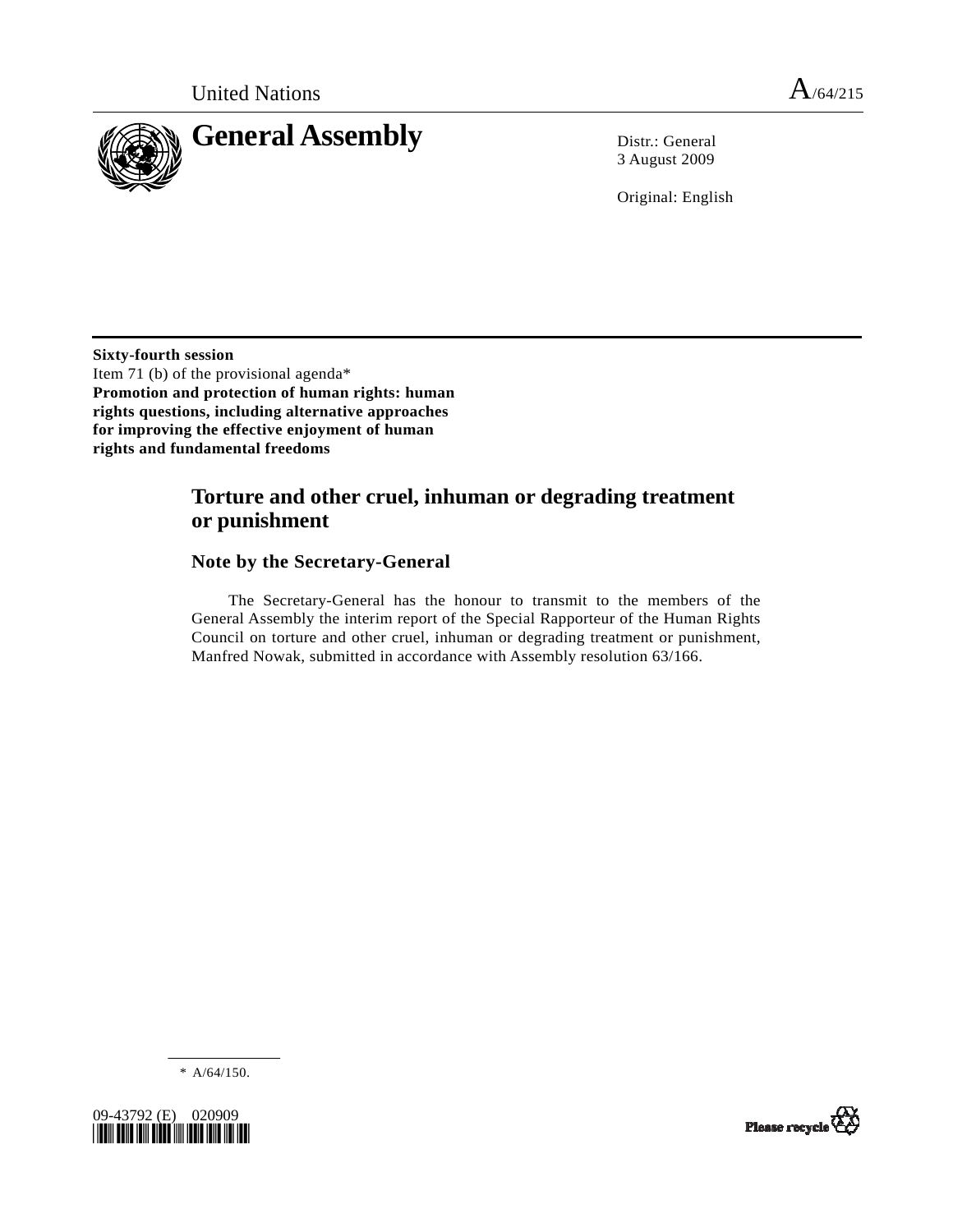United Nations A/64/215

# General Assembly

Distr.: General
3 August 2009

Original: English

**Sixty-fourth session**
Item 71 (b) of the provisional agenda*
**Promotion and protection of human rights: human rights questions, including alternative approaches for improving the effective enjoyment of human rights and fundamental freedoms**

## Torture and other cruel, inhuman or degrading treatment or punishment

### Note by the Secretary-General

The Secretary-General has the honour to transmit to the members of the General Assembly the interim report of the Special Rapporteur of the Human Rights Council on torture and other cruel, inhuman or degrading treatment or punishment, Manfred Nowak, submitted in accordance with Assembly resolution 63/166.

* A/64/150.

09-43792 (E) 020909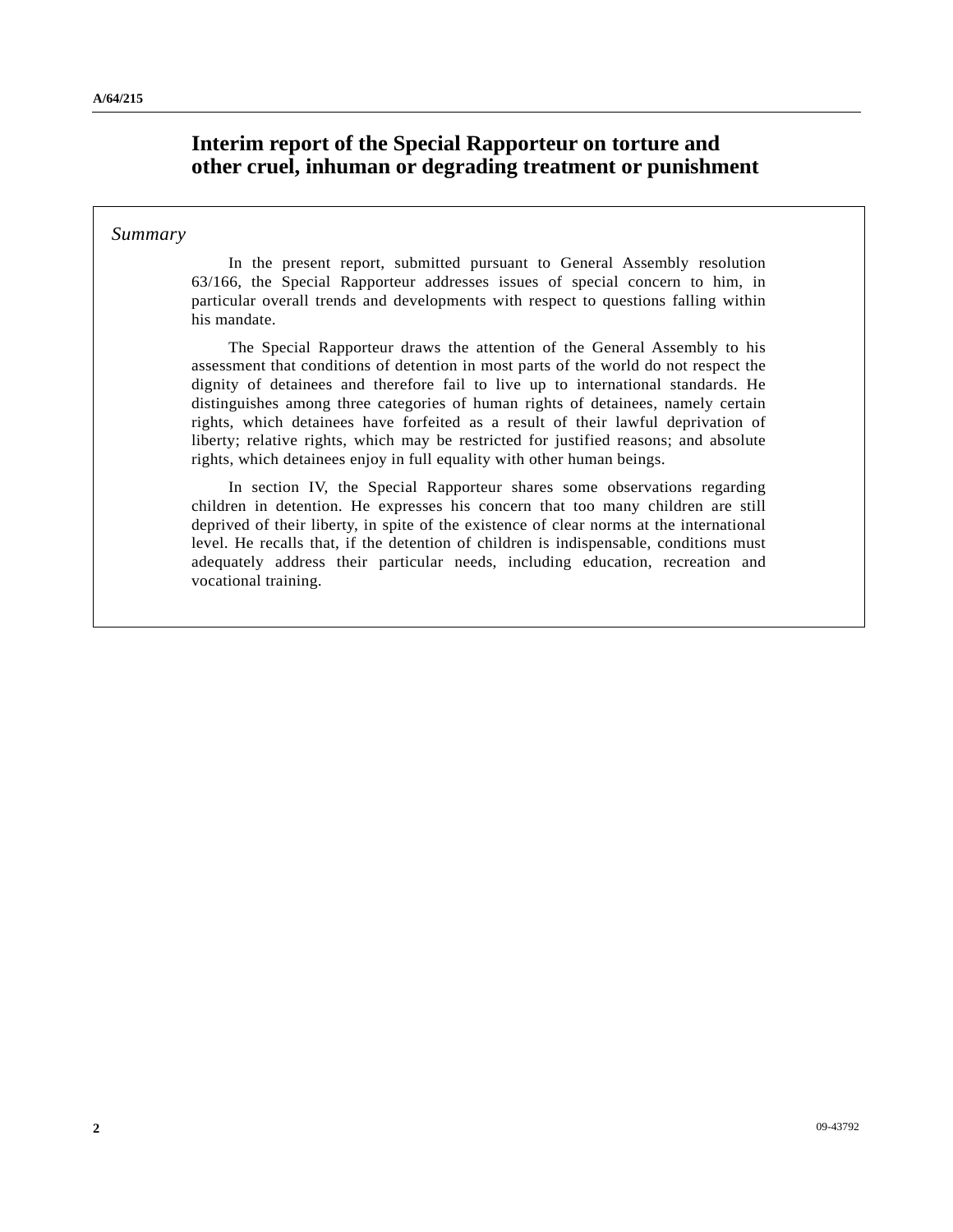# Interim report of the Special Rapporteur on torture and other cruel, inhuman or degrading treatment or punishment

*Summary*

In the present report, submitted pursuant to General Assembly resolution 63/166, the Special Rapporteur addresses issues of special concern to him, in particular overall trends and developments with respect to questions falling within his mandate.

The Special Rapporteur draws the attention of the General Assembly to his assessment that conditions of detention in most parts of the world do not respect the dignity of detainees and therefore fail to live up to international standards. He distinguishes among three categories of human rights of detainees, namely certain rights, which detainees have forfeited as a result of their lawful deprivation of liberty; relative rights, which may be restricted for justified reasons; and absolute rights, which detainees enjoy in full equality with other human beings.

In section IV, the Special Rapporteur shares some observations regarding children in detention. He expresses his concern that too many children are still deprived of their liberty, in spite of the existence of clear norms at the international level. He recalls that, if the detention of children is indispensable, conditions must adequately address their particular needs, including education, recreation and vocational training.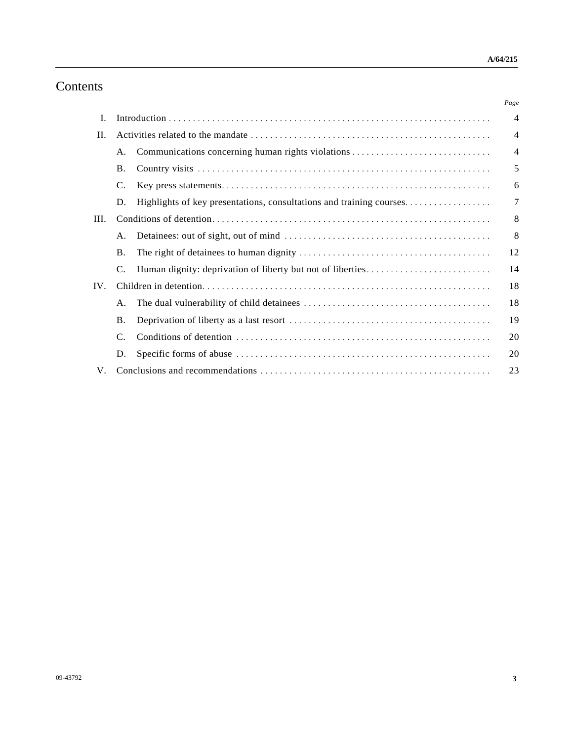# Contents

| | | Page |
|---|---|---|
| I. | Introduction | 4 |
| II. | Activities related to the mandate | 4 |
| | A. Communications concerning human rights violations | 4 |
| | B. Country visits | 5 |
| | C. Key press statements | 6 |
| | D. Highlights of key presentations, consultations and training courses | 7 |
| III. | Conditions of detention | 8 |
| | A. Detainees: out of sight, out of mind | 8 |
| | B. The right of detainees to human dignity | 12 |
| | C. Human dignity: deprivation of liberty but not of liberties | 14 |
| IV. | Children in detention | 18 |
| | A. The dual vulnerability of child detainees | 18 |
| | B. Deprivation of liberty as a last resort | 19 |
| | C. Conditions of detention | 20 |
| | D. Specific forms of abuse | 20 |
| V. | Conclusions and recommendations | 23 |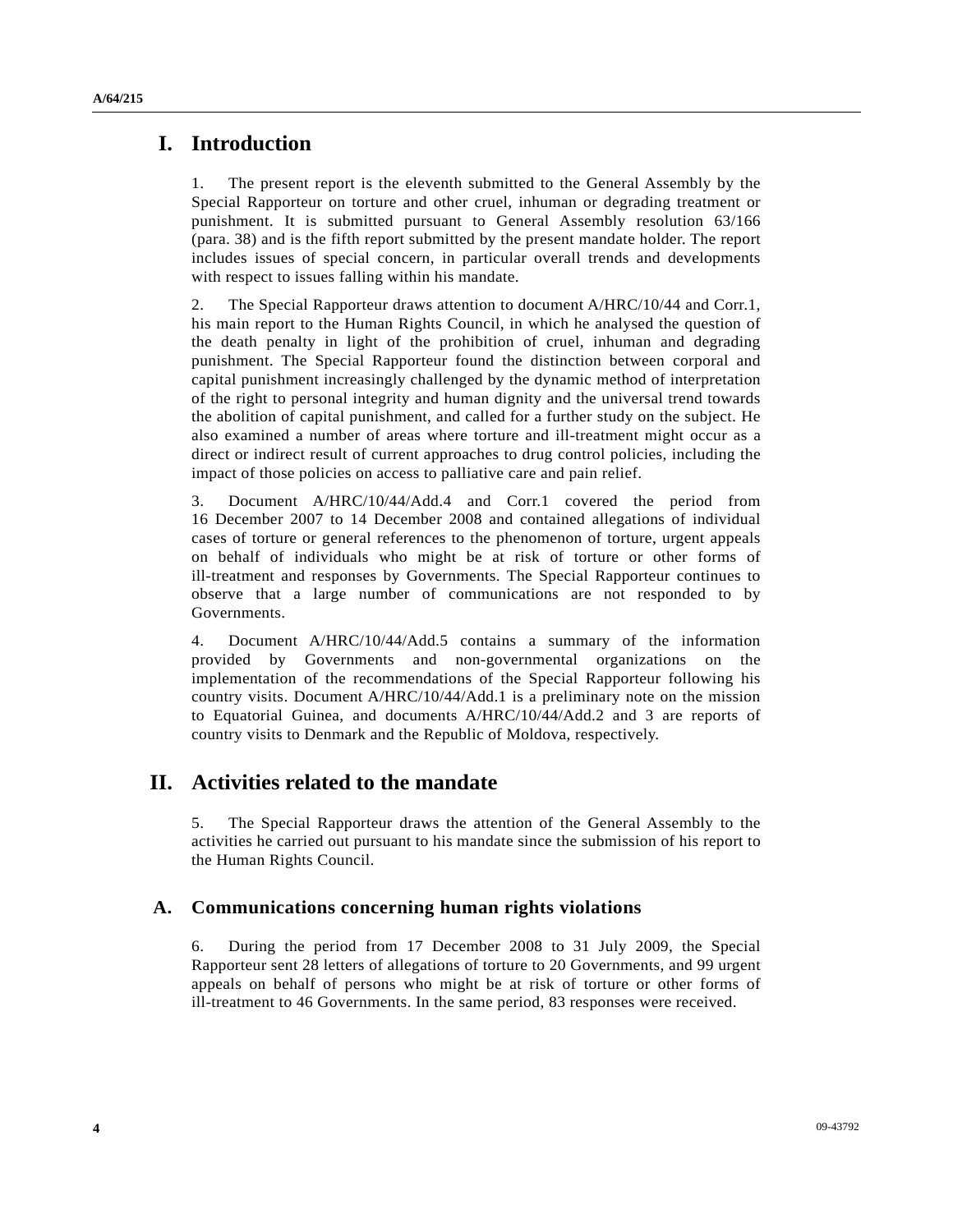# I. Introduction

1. The present report is the eleventh submitted to the General Assembly by the Special Rapporteur on torture and other cruel, inhuman or degrading treatment or punishment. It is submitted pursuant to General Assembly resolution 63/166 (para. 38) and is the fifth report submitted by the present mandate holder. The report includes issues of special concern, in particular overall trends and developments with respect to issues falling within his mandate.

2. The Special Rapporteur draws attention to document A/HRC/10/44 and Corr.1, his main report to the Human Rights Council, in which he analysed the question of the death penalty in light of the prohibition of cruel, inhuman and degrading punishment. The Special Rapporteur found the distinction between corporal and capital punishment increasingly challenged by the dynamic method of interpretation of the right to personal integrity and human dignity and the universal trend towards the abolition of capital punishment, and called for a further study on the subject. He also examined a number of areas where torture and ill-treatment might occur as a direct or indirect result of current approaches to drug control policies, including the impact of those policies on access to palliative care and pain relief.

3. Document A/HRC/10/44/Add.4 and Corr.1 covered the period from 16 December 2007 to 14 December 2008 and contained allegations of individual cases of torture or general references to the phenomenon of torture, urgent appeals on behalf of individuals who might be at risk of torture or other forms of ill-treatment and responses by Governments. The Special Rapporteur continues to observe that a large number of communications are not responded to by Governments.

4. Document A/HRC/10/44/Add.5 contains a summary of the information provided by Governments and non-governmental organizations on the implementation of the recommendations of the Special Rapporteur following his country visits. Document A/HRC/10/44/Add.1 is a preliminary note on the mission to Equatorial Guinea, and documents A/HRC/10/44/Add.2 and 3 are reports of country visits to Denmark and the Republic of Moldova, respectively.

# II. Activities related to the mandate

5. The Special Rapporteur draws the attention of the General Assembly to the activities he carried out pursuant to his mandate since the submission of his report to the Human Rights Council.

## A. Communications concerning human rights violations

6. During the period from 17 December 2008 to 31 July 2009, the Special Rapporteur sent 28 letters of allegations of torture to 20 Governments, and 99 urgent appeals on behalf of persons who might be at risk of torture or other forms of ill-treatment to 46 Governments. In the same period, 83 responses were received.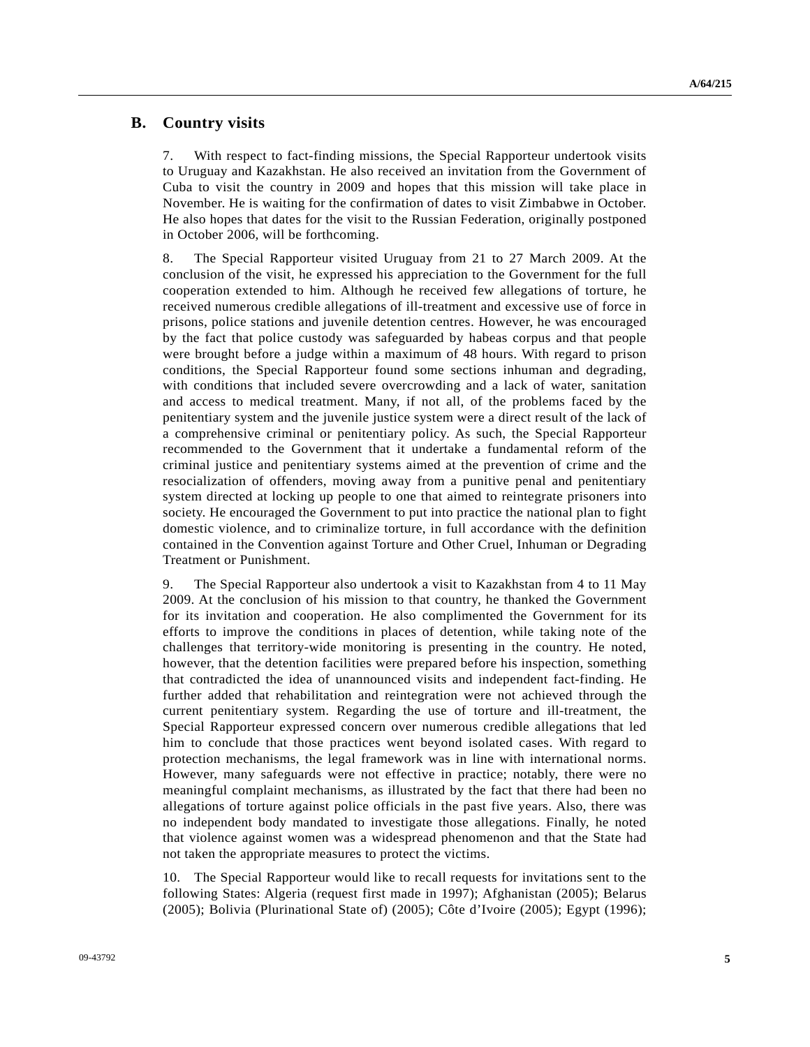## B. Country visits

7. With respect to fact-finding missions, the Special Rapporteur undertook visits to Uruguay and Kazakhstan. He also received an invitation from the Government of Cuba to visit the country in 2009 and hopes that this mission will take place in November. He is waiting for the confirmation of dates to visit Zimbabwe in October. He also hopes that dates for the visit to the Russian Federation, originally postponed in October 2006, will be forthcoming.

8. The Special Rapporteur visited Uruguay from 21 to 27 March 2009. At the conclusion of the visit, he expressed his appreciation to the Government for the full cooperation extended to him. Although he received few allegations of torture, he received numerous credible allegations of ill-treatment and excessive use of force in prisons, police stations and juvenile detention centres. However, he was encouraged by the fact that police custody was safeguarded by habeas corpus and that people were brought before a judge within a maximum of 48 hours. With regard to prison conditions, the Special Rapporteur found some sections inhuman and degrading, with conditions that included severe overcrowding and a lack of water, sanitation and access to medical treatment. Many, if not all, of the problems faced by the penitentiary system and the juvenile justice system were a direct result of the lack of a comprehensive criminal or penitentiary policy. As such, the Special Rapporteur recommended to the Government that it undertake a fundamental reform of the criminal justice and penitentiary systems aimed at the prevention of crime and the resocialization of offenders, moving away from a punitive penal and penitentiary system directed at locking up people to one that aimed to reintegrate prisoners into society. He encouraged the Government to put into practice the national plan to fight domestic violence, and to criminalize torture, in full accordance with the definition contained in the Convention against Torture and Other Cruel, Inhuman or Degrading Treatment or Punishment.

9. The Special Rapporteur also undertook a visit to Kazakhstan from 4 to 11 May 2009. At the conclusion of his mission to that country, he thanked the Government for its invitation and cooperation. He also complimented the Government for its efforts to improve the conditions in places of detention, while taking note of the challenges that territory-wide monitoring is presenting in the country. He noted, however, that the detention facilities were prepared before his inspection, something that contradicted the idea of unannounced visits and independent fact-finding. He further added that rehabilitation and reintegration were not achieved through the current penitentiary system. Regarding the use of torture and ill-treatment, the Special Rapporteur expressed concern over numerous credible allegations that led him to conclude that those practices went beyond isolated cases. With regard to protection mechanisms, the legal framework was in line with international norms. However, many safeguards were not effective in practice; notably, there were no meaningful complaint mechanisms, as illustrated by the fact that there had been no allegations of torture against police officials in the past five years. Also, there was no independent body mandated to investigate those allegations. Finally, he noted that violence against women was a widespread phenomenon and that the State had not taken the appropriate measures to protect the victims.

10. The Special Rapporteur would like to recall requests for invitations sent to the following States: Algeria (request first made in 1997); Afghanistan (2005); Belarus (2005); Bolivia (Plurinational State of) (2005); Côte d'Ivoire (2005); Egypt (1996);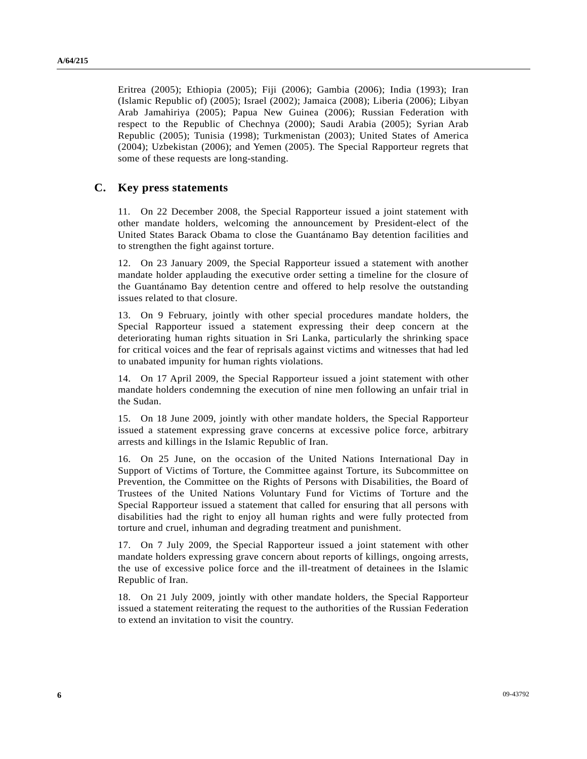Eritrea (2005); Ethiopia (2005); Fiji (2006); Gambia (2006); India (1993); Iran (Islamic Republic of) (2005); Israel (2002); Jamaica (2008); Liberia (2006); Libyan Arab Jamahiriya (2005); Papua New Guinea (2006); Russian Federation with respect to the Republic of Chechnya (2000); Saudi Arabia (2005); Syrian Arab Republic (2005); Tunisia (1998); Turkmenistan (2003); United States of America (2004); Uzbekistan (2006); and Yemen (2005). The Special Rapporteur regrets that some of these requests are long-standing.

## C. Key press statements

11. On 22 December 2008, the Special Rapporteur issued a joint statement with other mandate holders, welcoming the announcement by President-elect of the United States Barack Obama to close the Guantánamo Bay detention facilities and to strengthen the fight against torture.

12. On 23 January 2009, the Special Rapporteur issued a statement with another mandate holder applauding the executive order setting a timeline for the closure of the Guantánamo Bay detention centre and offered to help resolve the outstanding issues related to that closure.

13. On 9 February, jointly with other special procedures mandate holders, the Special Rapporteur issued a statement expressing their deep concern at the deteriorating human rights situation in Sri Lanka, particularly the shrinking space for critical voices and the fear of reprisals against victims and witnesses that had led to unabated impunity for human rights violations.

14. On 17 April 2009, the Special Rapporteur issued a joint statement with other mandate holders condemning the execution of nine men following an unfair trial in the Sudan.

15. On 18 June 2009, jointly with other mandate holders, the Special Rapporteur issued a statement expressing grave concerns at excessive police force, arbitrary arrests and killings in the Islamic Republic of Iran.

16. On 25 June, on the occasion of the United Nations International Day in Support of Victims of Torture, the Committee against Torture, its Subcommittee on Prevention, the Committee on the Rights of Persons with Disabilities, the Board of Trustees of the United Nations Voluntary Fund for Victims of Torture and the Special Rapporteur issued a statement that called for ensuring that all persons with disabilities had the right to enjoy all human rights and were fully protected from torture and cruel, inhuman and degrading treatment and punishment.

17. On 7 July 2009, the Special Rapporteur issued a joint statement with other mandate holders expressing grave concern about reports of killings, ongoing arrests, the use of excessive police force and the ill-treatment of detainees in the Islamic Republic of Iran.

18. On 21 July 2009, jointly with other mandate holders, the Special Rapporteur issued a statement reiterating the request to the authorities of the Russian Federation to extend an invitation to visit the country.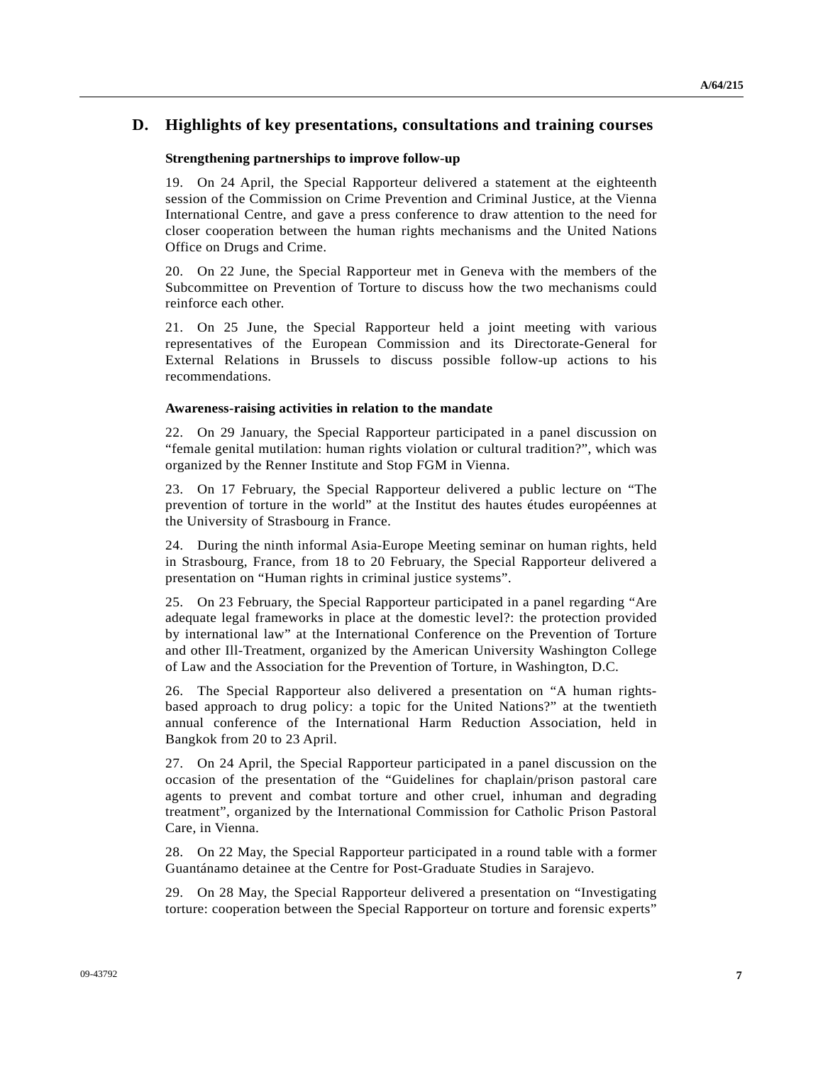## D. Highlights of key presentations, consultations and training courses

### Strengthening partnerships to improve follow-up

19. On 24 April, the Special Rapporteur delivered a statement at the eighteenth session of the Commission on Crime Prevention and Criminal Justice, at the Vienna International Centre, and gave a press conference to draw attention to the need for closer cooperation between the human rights mechanisms and the United Nations Office on Drugs and Crime.

20. On 22 June, the Special Rapporteur met in Geneva with the members of the Subcommittee on Prevention of Torture to discuss how the two mechanisms could reinforce each other.

21. On 25 June, the Special Rapporteur held a joint meeting with various representatives of the European Commission and its Directorate-General for External Relations in Brussels to discuss possible follow-up actions to his recommendations.

### Awareness-raising activities in relation to the mandate

22. On 29 January, the Special Rapporteur participated in a panel discussion on “female genital mutilation: human rights violation or cultural tradition?”, which was organized by the Renner Institute and Stop FGM in Vienna.

23. On 17 February, the Special Rapporteur delivered a public lecture on “The prevention of torture in the world” at the Institut des hautes études européennes at the University of Strasbourg in France.

24. During the ninth informal Asia-Europe Meeting seminar on human rights, held in Strasbourg, France, from 18 to 20 February, the Special Rapporteur delivered a presentation on “Human rights in criminal justice systems”.

25. On 23 February, the Special Rapporteur participated in a panel regarding “Are adequate legal frameworks in place at the domestic level?: the protection provided by international law” at the International Conference on the Prevention of Torture and other Ill-Treatment, organized by the American University Washington College of Law and the Association for the Prevention of Torture, in Washington, D.C.

26. The Special Rapporteur also delivered a presentation on “A human rights-based approach to drug policy: a topic for the United Nations?” at the twentieth annual conference of the International Harm Reduction Association, held in Bangkok from 20 to 23 April.

27. On 24 April, the Special Rapporteur participated in a panel discussion on the occasion of the presentation of the “Guidelines for chaplain/prison pastoral care agents to prevent and combat torture and other cruel, inhuman and degrading treatment”, organized by the International Commission for Catholic Prison Pastoral Care, in Vienna.

28. On 22 May, the Special Rapporteur participated in a round table with a former Guantánamo detainee at the Centre for Post-Graduate Studies in Sarajevo.

29. On 28 May, the Special Rapporteur delivered a presentation on “Investigating torture: cooperation between the Special Rapporteur on torture and forensic experts”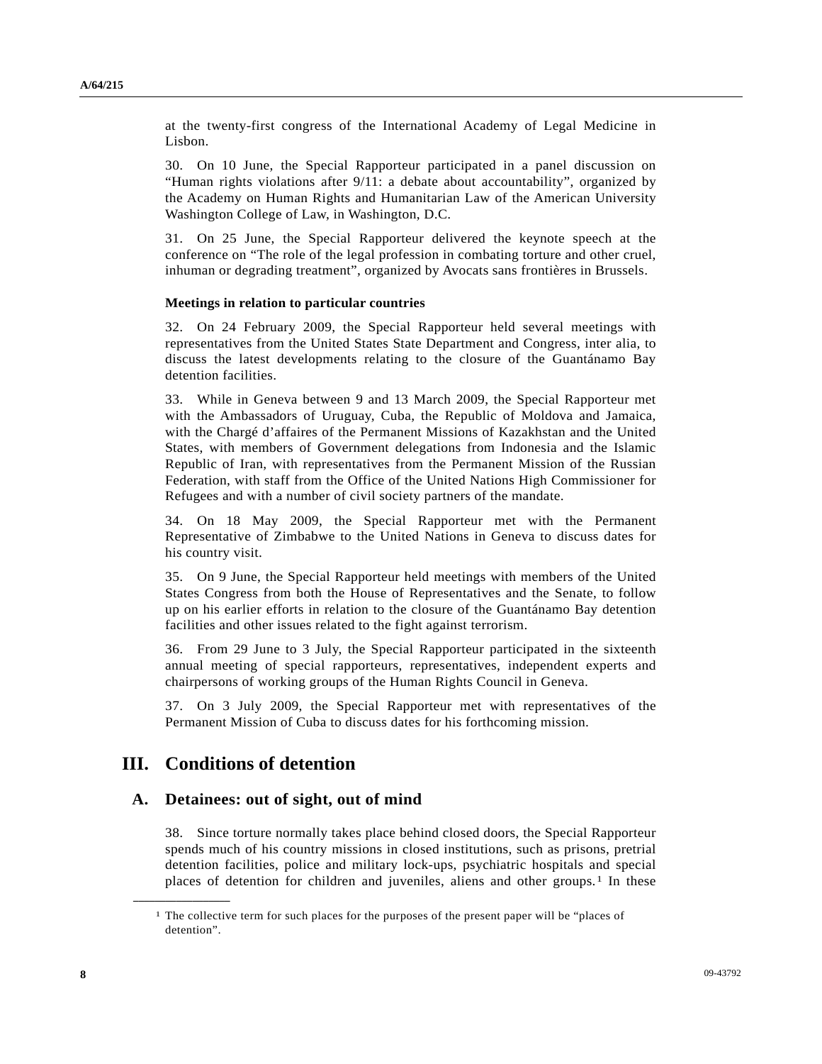at the twenty-first congress of the International Academy of Legal Medicine in Lisbon.

30. On 10 June, the Special Rapporteur participated in a panel discussion on "Human rights violations after 9/11: a debate about accountability", organized by the Academy on Human Rights and Humanitarian Law of the American University Washington College of Law, in Washington, D.C.

31. On 25 June, the Special Rapporteur delivered the keynote speech at the conference on "The role of the legal profession in combating torture and other cruel, inhuman or degrading treatment", organized by Avocats sans frontières in Brussels.

**Meetings in relation to particular countries**

32. On 24 February 2009, the Special Rapporteur held several meetings with representatives from the United States State Department and Congress, inter alia, to discuss the latest developments relating to the closure of the Guantánamo Bay detention facilities.

33. While in Geneva between 9 and 13 March 2009, the Special Rapporteur met with the Ambassadors of Uruguay, Cuba, the Republic of Moldova and Jamaica, with the Chargé d'affaires of the Permanent Missions of Kazakhstan and the United States, with members of Government delegations from Indonesia and the Islamic Republic of Iran, with representatives from the Permanent Mission of the Russian Federation, with staff from the Office of the United Nations High Commissioner for Refugees and with a number of civil society partners of the mandate.

34. On 18 May 2009, the Special Rapporteur met with the Permanent Representative of Zimbabwe to the United Nations in Geneva to discuss dates for his country visit.

35. On 9 June, the Special Rapporteur held meetings with members of the United States Congress from both the House of Representatives and the Senate, to follow up on his earlier efforts in relation to the closure of the Guantánamo Bay detention facilities and other issues related to the fight against terrorism.

36. From 29 June to 3 July, the Special Rapporteur participated in the sixteenth annual meeting of special rapporteurs, representatives, independent experts and chairpersons of working groups of the Human Rights Council in Geneva.

37. On 3 July 2009, the Special Rapporteur met with representatives of the Permanent Mission of Cuba to discuss dates for his forthcoming mission.

# III. Conditions of detention

## A. Detainees: out of sight, out of mind

38. Since torture normally takes place behind closed doors, the Special Rapporteur spends much of his country missions in closed institutions, such as prisons, pretrial detention facilities, police and military lock-ups, psychiatric hospitals and special places of detention for children and juveniles, aliens and other groups.[1] In these

---

[1] The collective term for such places for the purposes of the present paper will be "places of detention".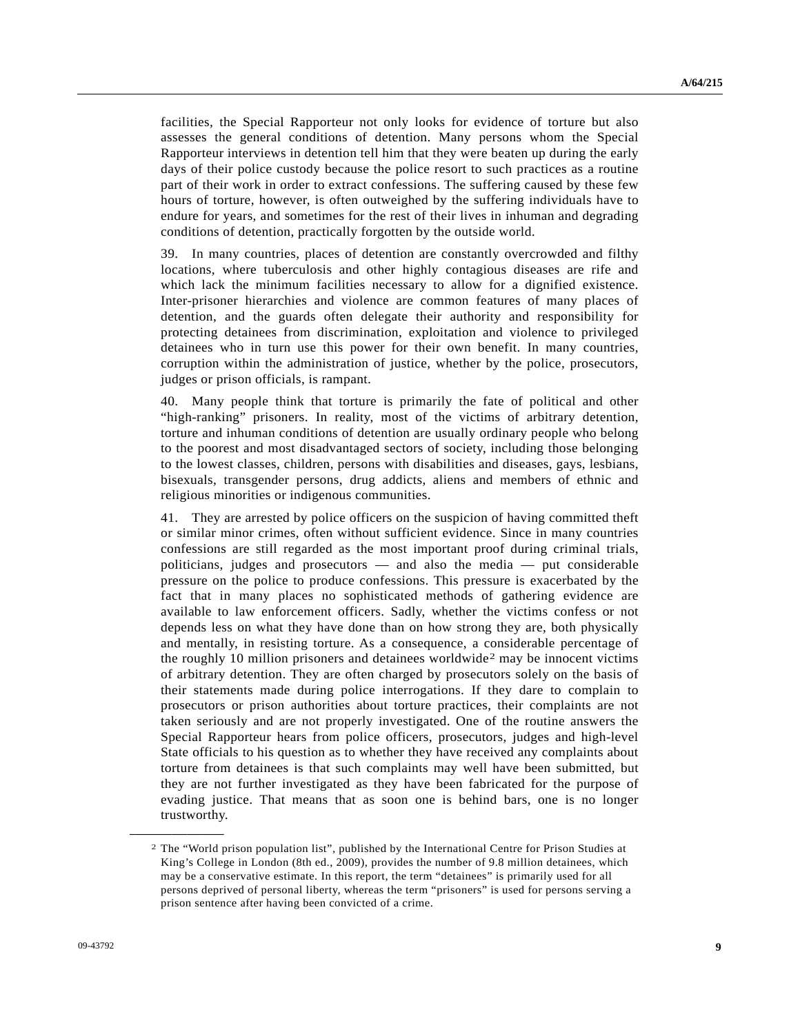facilities, the Special Rapporteur not only looks for evidence of torture but also assesses the general conditions of detention. Many persons whom the Special Rapporteur interviews in detention tell him that they were beaten up during the early days of their police custody because the police resort to such practices as a routine part of their work in order to extract confessions. The suffering caused by these few hours of torture, however, is often outweighed by the suffering individuals have to endure for years, and sometimes for the rest of their lives in inhuman and degrading conditions of detention, practically forgotten by the outside world.

39. In many countries, places of detention are constantly overcrowded and filthy locations, where tuberculosis and other highly contagious diseases are rife and which lack the minimum facilities necessary to allow for a dignified existence. Inter-prisoner hierarchies and violence are common features of many places of detention, and the guards often delegate their authority and responsibility for protecting detainees from discrimination, exploitation and violence to privileged detainees who in turn use this power for their own benefit. In many countries, corruption within the administration of justice, whether by the police, prosecutors, judges or prison officials, is rampant.

40. Many people think that torture is primarily the fate of political and other "high-ranking" prisoners. In reality, most of the victims of arbitrary detention, torture and inhuman conditions of detention are usually ordinary people who belong to the poorest and most disadvantaged sectors of society, including those belonging to the lowest classes, children, persons with disabilities and diseases, gays, lesbians, bisexuals, transgender persons, drug addicts, aliens and members of ethnic and religious minorities or indigenous communities.

41. They are arrested by police officers on the suspicion of having committed theft or similar minor crimes, often without sufficient evidence. Since in many countries confessions are still regarded as the most important proof during criminal trials, politicians, judges and prosecutors — and also the media — put considerable pressure on the police to produce confessions. This pressure is exacerbated by the fact that in many places no sophisticated methods of gathering evidence are available to law enforcement officers. Sadly, whether the victims confess or not depends less on what they have done than on how strong they are, both physically and mentally, in resisting torture. As a consequence, a considerable percentage of the roughly 10 million prisoners and detainees worldwide[2] may be innocent victims of arbitrary detention. They are often charged by prosecutors solely on the basis of their statements made during police interrogations. If they dare to complain to prosecutors or prison authorities about torture practices, their complaints are not taken seriously and are not properly investigated. One of the routine answers the Special Rapporteur hears from police officers, prosecutors, judges and high-level State officials to his question as to whether they have received any complaints about torture from detainees is that such complaints may well have been submitted, but they are not further investigated as they have been fabricated for the purpose of evading justice. That means that as soon one is behind bars, one is no longer trustworthy.

---

[2] The "World prison population list", published by the International Centre for Prison Studies at King's College in London (8th ed., 2009), provides the number of 9.8 million detainees, which may be a conservative estimate. In this report, the term "detainees" is primarily used for all persons deprived of personal liberty, whereas the term "prisoners" is used for persons serving a prison sentence after having been convicted of a crime.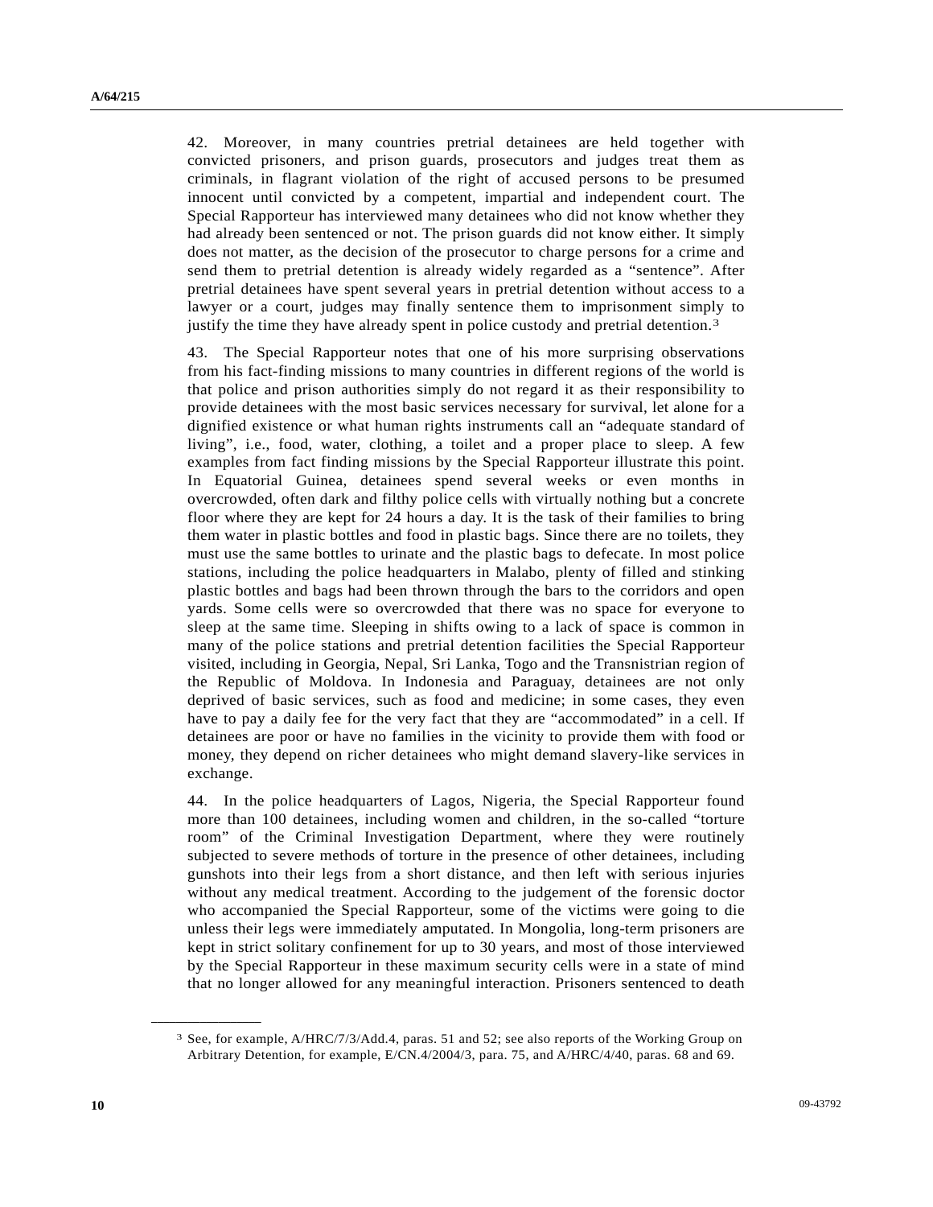42. Moreover, in many countries pretrial detainees are held together with convicted prisoners, and prison guards, prosecutors and judges treat them as criminals, in flagrant violation of the right of accused persons to be presumed innocent until convicted by a competent, impartial and independent court. The Special Rapporteur has interviewed many detainees who did not know whether they had already been sentenced or not. The prison guards did not know either. It simply does not matter, as the decision of the prosecutor to charge persons for a crime and send them to pretrial detention is already widely regarded as a "sentence". After pretrial detainees have spent several years in pretrial detention without access to a lawyer or a court, judges may finally sentence them to imprisonment simply to justify the time they have already spent in police custody and pretrial detention.[3]

43. The Special Rapporteur notes that one of his more surprising observations from his fact-finding missions to many countries in different regions of the world is that police and prison authorities simply do not regard it as their responsibility to provide detainees with the most basic services necessary for survival, let alone for a dignified existence or what human rights instruments call an "adequate standard of living", i.e., food, water, clothing, a toilet and a proper place to sleep. A few examples from fact finding missions by the Special Rapporteur illustrate this point. In Equatorial Guinea, detainees spend several weeks or even months in overcrowded, often dark and filthy police cells with virtually nothing but a concrete floor where they are kept for 24 hours a day. It is the task of their families to bring them water in plastic bottles and food in plastic bags. Since there are no toilets, they must use the same bottles to urinate and the plastic bags to defecate. In most police stations, including the police headquarters in Malabo, plenty of filled and stinking plastic bottles and bags had been thrown through the bars to the corridors and open yards. Some cells were so overcrowded that there was no space for everyone to sleep at the same time. Sleeping in shifts owing to a lack of space is common in many of the police stations and pretrial detention facilities the Special Rapporteur visited, including in Georgia, Nepal, Sri Lanka, Togo and the Transnistrian region of the Republic of Moldova. In Indonesia and Paraguay, detainees are not only deprived of basic services, such as food and medicine; in some cases, they even have to pay a daily fee for the very fact that they are "accommodated" in a cell. If detainees are poor or have no families in the vicinity to provide them with food or money, they depend on richer detainees who might demand slavery-like services in exchange.

44. In the police headquarters of Lagos, Nigeria, the Special Rapporteur found more than 100 detainees, including women and children, in the so-called "torture room" of the Criminal Investigation Department, where they were routinely subjected to severe methods of torture in the presence of other detainees, including gunshots into their legs from a short distance, and then left with serious injuries without any medical treatment. According to the judgement of the forensic doctor who accompanied the Special Rapporteur, some of the victims were going to die unless their legs were immediately amputated. In Mongolia, long-term prisoners are kept in strict solitary confinement for up to 30 years, and most of those interviewed by the Special Rapporteur in these maximum security cells were in a state of mind that no longer allowed for any meaningful interaction. Prisoners sentenced to death

---

[3] See, for example, A/HRC/7/3/Add.4, paras. 51 and 52; see also reports of the Working Group on Arbitrary Detention, for example, E/CN.4/2004/3, para. 75, and A/HRC/4/40, paras. 68 and 69.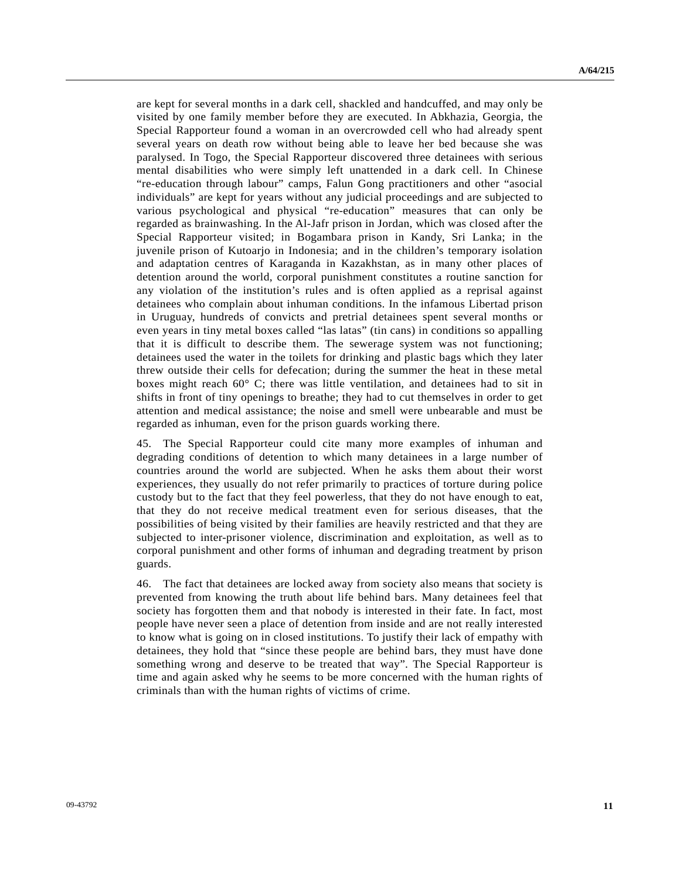are kept for several months in a dark cell, shackled and handcuffed, and may only be visited by one family member before they are executed. In Abkhazia, Georgia, the Special Rapporteur found a woman in an overcrowded cell who had already spent several years on death row without being able to leave her bed because she was paralysed. In Togo, the Special Rapporteur discovered three detainees with serious mental disabilities who were simply left unattended in a dark cell. In Chinese "re-education through labour" camps, Falun Gong practitioners and other "asocial individuals" are kept for years without any judicial proceedings and are subjected to various psychological and physical "re-education" measures that can only be regarded as brainwashing. In the Al-Jafr prison in Jordan, which was closed after the Special Rapporteur visited; in Bogambara prison in Kandy, Sri Lanka; in the juvenile prison of Kutoarjo in Indonesia; and in the children's temporary isolation and adaptation centres of Karaganda in Kazakhstan, as in many other places of detention around the world, corporal punishment constitutes a routine sanction for any violation of the institution's rules and is often applied as a reprisal against detainees who complain about inhuman conditions. In the infamous Libertad prison in Uruguay, hundreds of convicts and pretrial detainees spent several months or even years in tiny metal boxes called "las latas" (tin cans) in conditions so appalling that it is difficult to describe them. The sewerage system was not functioning; detainees used the water in the toilets for drinking and plastic bags which they later threw outside their cells for defecation; during the summer the heat in these metal boxes might reach 60° C; there was little ventilation, and detainees had to sit in shifts in front of tiny openings to breathe; they had to cut themselves in order to get attention and medical assistance; the noise and smell were unbearable and must be regarded as inhuman, even for the prison guards working there.

45. The Special Rapporteur could cite many more examples of inhuman and degrading conditions of detention to which many detainees in a large number of countries around the world are subjected. When he asks them about their worst experiences, they usually do not refer primarily to practices of torture during police custody but to the fact that they feel powerless, that they do not have enough to eat, that they do not receive medical treatment even for serious diseases, that the possibilities of being visited by their families are heavily restricted and that they are subjected to inter-prisoner violence, discrimination and exploitation, as well as to corporal punishment and other forms of inhuman and degrading treatment by prison guards.

46. The fact that detainees are locked away from society also means that society is prevented from knowing the truth about life behind bars. Many detainees feel that society has forgotten them and that nobody is interested in their fate. In fact, most people have never seen a place of detention from inside and are not really interested to know what is going on in closed institutions. To justify their lack of empathy with detainees, they hold that "since these people are behind bars, they must have done something wrong and deserve to be treated that way". The Special Rapporteur is time and again asked why he seems to be more concerned with the human rights of criminals than with the human rights of victims of crime.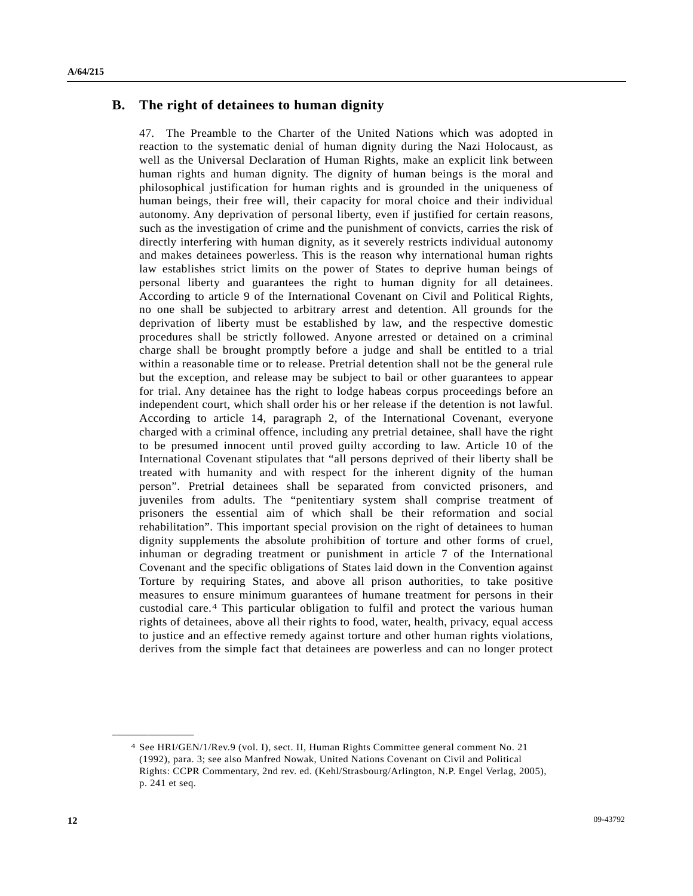## B. The right of detainees to human dignity

47. The Preamble to the Charter of the United Nations which was adopted in reaction to the systematic denial of human dignity during the Nazi Holocaust, as well as the Universal Declaration of Human Rights, make an explicit link between human rights and human dignity. The dignity of human beings is the moral and philosophical justification for human rights and is grounded in the uniqueness of human beings, their free will, their capacity for moral choice and their individual autonomy. Any deprivation of personal liberty, even if justified for certain reasons, such as the investigation of crime and the punishment of convicts, carries the risk of directly interfering with human dignity, as it severely restricts individual autonomy and makes detainees powerless. This is the reason why international human rights law establishes strict limits on the power of States to deprive human beings of personal liberty and guarantees the right to human dignity for all detainees. According to article 9 of the International Covenant on Civil and Political Rights, no one shall be subjected to arbitrary arrest and detention. All grounds for the deprivation of liberty must be established by law, and the respective domestic procedures shall be strictly followed. Anyone arrested or detained on a criminal charge shall be brought promptly before a judge and shall be entitled to a trial within a reasonable time or to release. Pretrial detention shall not be the general rule but the exception, and release may be subject to bail or other guarantees to appear for trial. Any detainee has the right to lodge habeas corpus proceedings before an independent court, which shall order his or her release if the detention is not lawful. According to article 14, paragraph 2, of the International Covenant, everyone charged with a criminal offence, including any pretrial detainee, shall have the right to be presumed innocent until proved guilty according to law. Article 10 of the International Covenant stipulates that "all persons deprived of their liberty shall be treated with humanity and with respect for the inherent dignity of the human person". Pretrial detainees shall be separated from convicted prisoners, and juveniles from adults. The "penitentiary system shall comprise treatment of prisoners the essential aim of which shall be their reformation and social rehabilitation". This important special provision on the right of detainees to human dignity supplements the absolute prohibition of torture and other forms of cruel, inhuman or degrading treatment or punishment in article 7 of the International Covenant and the specific obligations of States laid down in the Convention against Torture by requiring States, and above all prison authorities, to take positive measures to ensure minimum guarantees of humane treatment for persons in their custodial care.[4] This particular obligation to fulfil and protect the various human rights of detainees, above all their rights to food, water, health, privacy, equal access to justice and an effective remedy against torture and other human rights violations, derives from the simple fact that detainees are powerless and can no longer protect

---

[4] See HRI/GEN/1/Rev.9 (vol. I), sect. II, Human Rights Committee general comment No. 21 (1992), para. 3; see also Manfred Nowak, United Nations Covenant on Civil and Political Rights: CCPR Commentary, 2nd rev. ed. (Kehl/Strasbourg/Arlington, N.P. Engel Verlag, 2005), p. 241 et seq.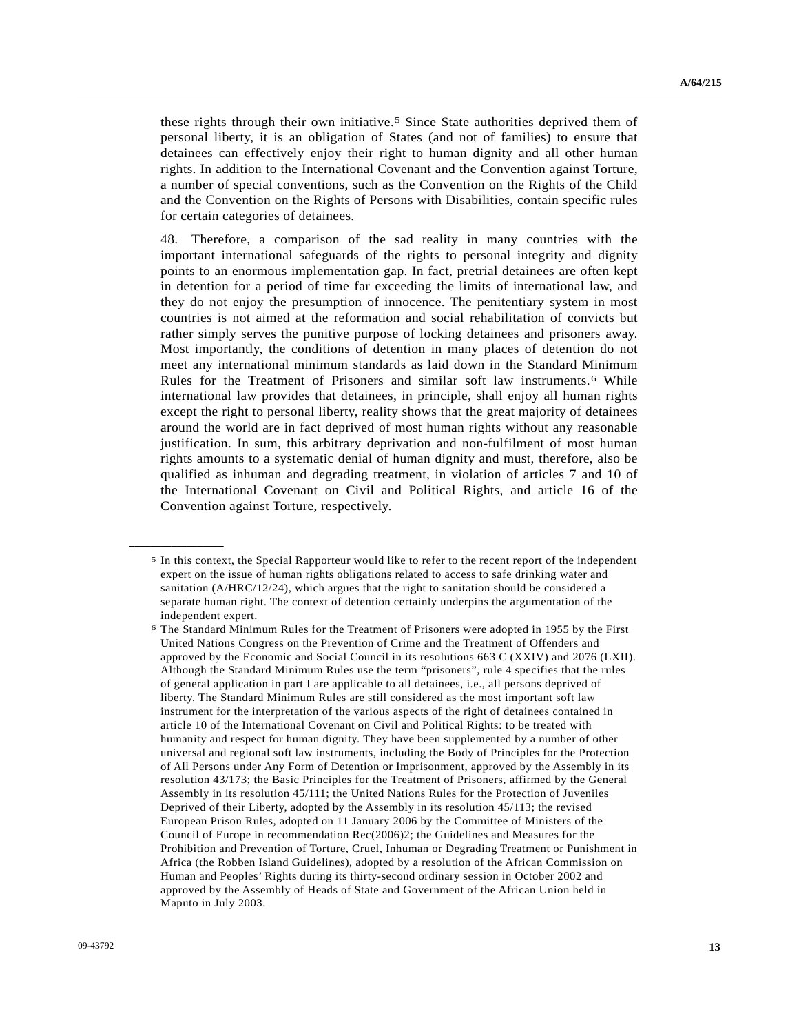these rights through their own initiative.[5] Since State authorities deprived them of personal liberty, it is an obligation of States (and not of families) to ensure that detainees can effectively enjoy their right to human dignity and all other human rights. In addition to the International Covenant and the Convention against Torture, a number of special conventions, such as the Convention on the Rights of the Child and the Convention on the Rights of Persons with Disabilities, contain specific rules for certain categories of detainees.

48. Therefore, a comparison of the sad reality in many countries with the important international safeguards of the rights to personal integrity and dignity points to an enormous implementation gap. In fact, pretrial detainees are often kept in detention for a period of time far exceeding the limits of international law, and they do not enjoy the presumption of innocence. The penitentiary system in most countries is not aimed at the reformation and social rehabilitation of convicts but rather simply serves the punitive purpose of locking detainees and prisoners away. Most importantly, the conditions of detention in many places of detention do not meet any international minimum standards as laid down in the Standard Minimum Rules for the Treatment of Prisoners and similar soft law instruments.[6] While international law provides that detainees, in principle, shall enjoy all human rights except the right to personal liberty, reality shows that the great majority of detainees around the world are in fact deprived of most human rights without any reasonable justification. In sum, this arbitrary deprivation and non-fulfilment of most human rights amounts to a systematic denial of human dignity and must, therefore, also be qualified as inhuman and degrading treatment, in violation of articles 7 and 10 of the International Covenant on Civil and Political Rights, and article 16 of the Convention against Torture, respectively.

---

[5] In this context, the Special Rapporteur would like to refer to the recent report of the independent expert on the issue of human rights obligations related to access to safe drinking water and sanitation (A/HRC/12/24), which argues that the right to sanitation should be considered a separate human right. The context of detention certainly underpins the argumentation of the independent expert.

[6] The Standard Minimum Rules for the Treatment of Prisoners were adopted in 1955 by the First United Nations Congress on the Prevention of Crime and the Treatment of Offenders and approved by the Economic and Social Council in its resolutions 663 C (XXIV) and 2076 (LXII). Although the Standard Minimum Rules use the term "prisoners", rule 4 specifies that the rules of general application in part I are applicable to all detainees, i.e., all persons deprived of liberty. The Standard Minimum Rules are still considered as the most important soft law instrument for the interpretation of the various aspects of the right of detainees contained in article 10 of the International Covenant on Civil and Political Rights: to be treated with humanity and respect for human dignity. They have been supplemented by a number of other universal and regional soft law instruments, including the Body of Principles for the Protection of All Persons under Any Form of Detention or Imprisonment, approved by the Assembly in its resolution 43/173; the Basic Principles for the Treatment of Prisoners, affirmed by the General Assembly in its resolution 45/111; the United Nations Rules for the Protection of Juveniles Deprived of their Liberty, adopted by the Assembly in its resolution 45/113; the revised European Prison Rules, adopted on 11 January 2006 by the Committee of Ministers of the Council of Europe in recommendation Rec(2006)2; the Guidelines and Measures for the Prohibition and Prevention of Torture, Cruel, Inhuman or Degrading Treatment or Punishment in Africa (the Robben Island Guidelines), adopted by a resolution of the African Commission on Human and Peoples' Rights during its thirty-second ordinary session in October 2002 and approved by the Assembly of Heads of State and Government of the African Union held in Maputo in July 2003.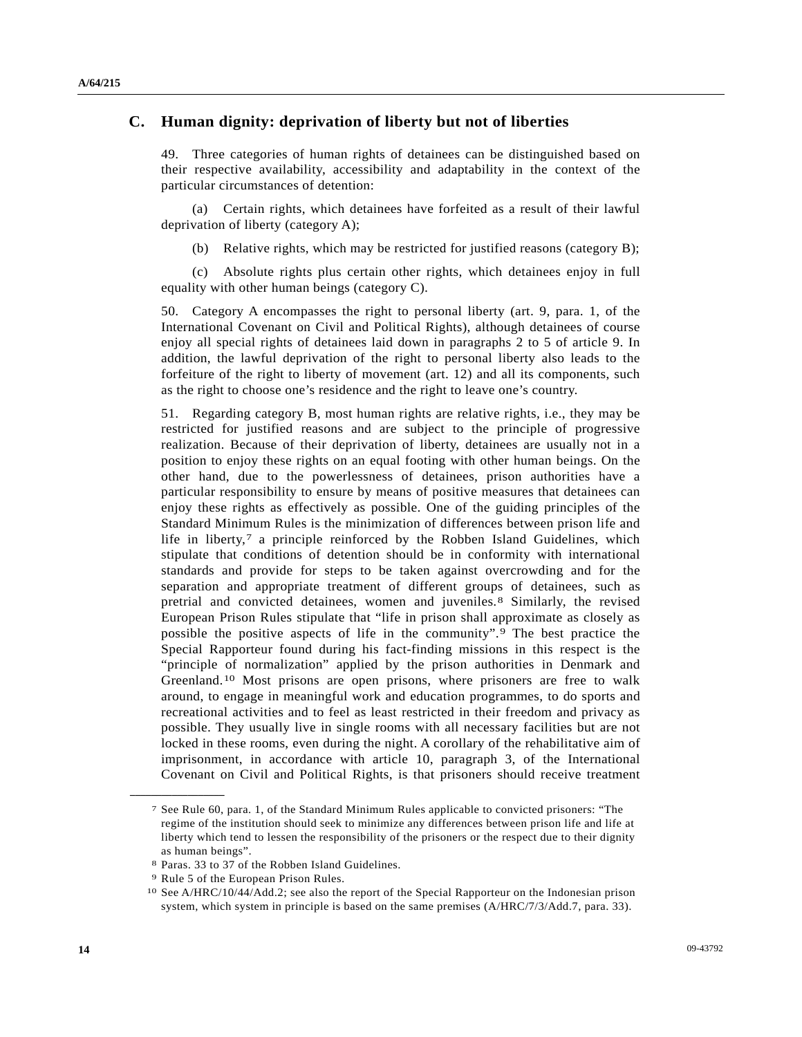## C. Human dignity: deprivation of liberty but not of liberties

49. Three categories of human rights of detainees can be distinguished based on their respective availability, accessibility and adaptability in the context of the particular circumstances of detention:

(a) Certain rights, which detainees have forfeited as a result of their lawful deprivation of liberty (category A);

(b) Relative rights, which may be restricted for justified reasons (category B);

(c) Absolute rights plus certain other rights, which detainees enjoy in full equality with other human beings (category C).

50. Category A encompasses the right to personal liberty (art. 9, para. 1, of the International Covenant on Civil and Political Rights), although detainees of course enjoy all special rights of detainees laid down in paragraphs 2 to 5 of article 9. In addition, the lawful deprivation of the right to personal liberty also leads to the forfeiture of the right to liberty of movement (art. 12) and all its components, such as the right to choose one's residence and the right to leave one's country.

51. Regarding category B, most human rights are relative rights, i.e., they may be restricted for justified reasons and are subject to the principle of progressive realization. Because of their deprivation of liberty, detainees are usually not in a position to enjoy these rights on an equal footing with other human beings. On the other hand, due to the powerlessness of detainees, prison authorities have a particular responsibility to ensure by means of positive measures that detainees can enjoy these rights as effectively as possible. One of the guiding principles of the Standard Minimum Rules is the minimization of differences between prison life and life in liberty,[7] a principle reinforced by the Robben Island Guidelines, which stipulate that conditions of detention should be in conformity with international standards and provide for steps to be taken against overcrowding and for the separation and appropriate treatment of different groups of detainees, such as pretrial and convicted detainees, women and juveniles.[8] Similarly, the revised European Prison Rules stipulate that "life in prison shall approximate as closely as possible the positive aspects of life in the community".[9] The best practice the Special Rapporteur found during his fact-finding missions in this respect is the "principle of normalization" applied by the prison authorities in Denmark and Greenland.[10] Most prisons are open prisons, where prisoners are free to walk around, to engage in meaningful work and education programmes, to do sports and recreational activities and to feel as least restricted in their freedom and privacy as possible. They usually live in single rooms with all necessary facilities but are not locked in these rooms, even during the night. A corollary of the rehabilitative aim of imprisonment, in accordance with article 10, paragraph 3, of the International Covenant on Civil and Political Rights, is that prisoners should receive treatment

---

[7] See Rule 60, para. 1, of the Standard Minimum Rules applicable to convicted prisoners: "The regime of the institution should seek to minimize any differences between prison life and life at liberty which tend to lessen the responsibility of the prisoners or the respect due to their dignity as human beings".

[8] Paras. 33 to 37 of the Robben Island Guidelines.

[9] Rule 5 of the European Prison Rules.

[10] See A/HRC/10/44/Add.2; see also the report of the Special Rapporteur on the Indonesian prison system, which system in principle is based on the same premises (A/HRC/7/3/Add.7, para. 33).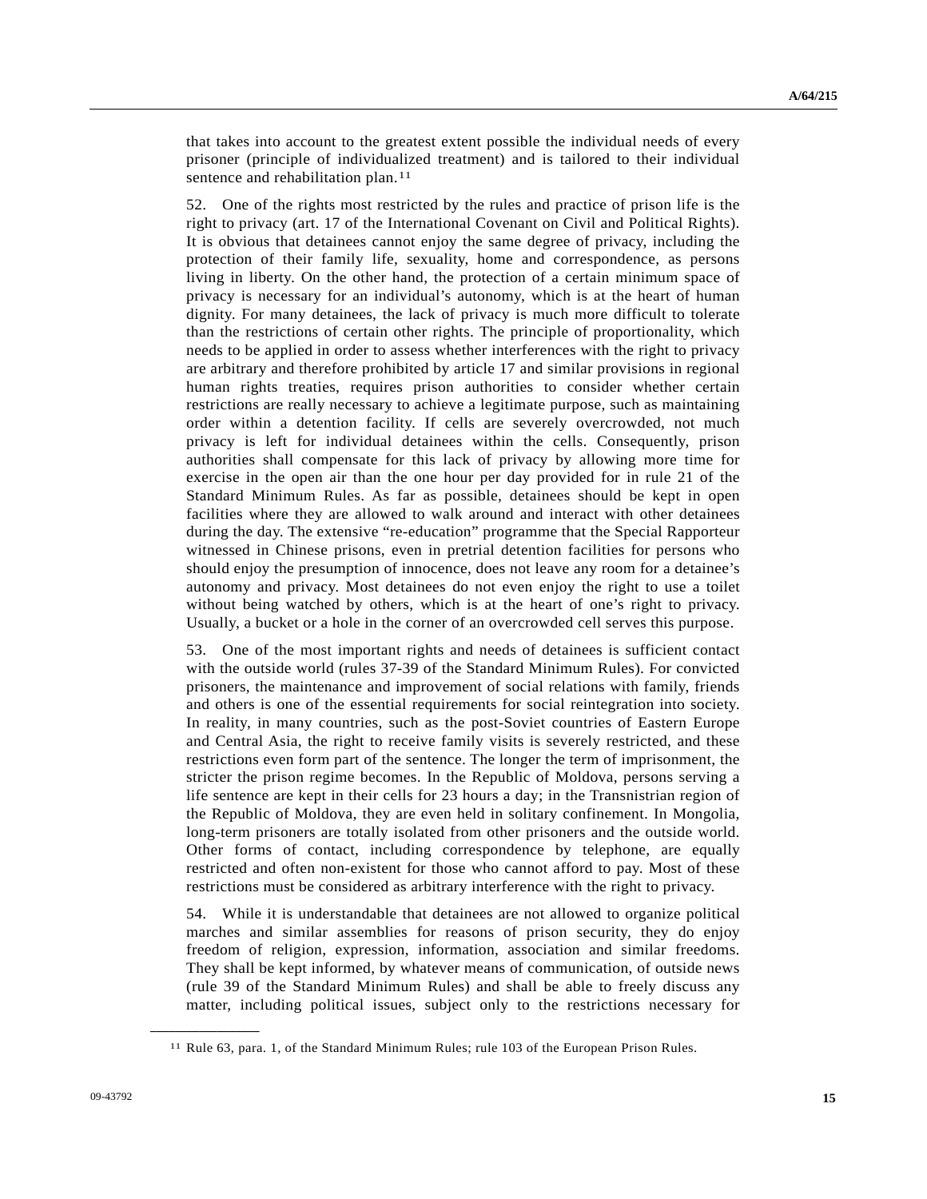that takes into account to the greatest extent possible the individual needs of every prisoner (principle of individualized treatment) and is tailored to their individual sentence and rehabilitation plan.[11]

52. One of the rights most restricted by the rules and practice of prison life is the right to privacy (art. 17 of the International Covenant on Civil and Political Rights). It is obvious that detainees cannot enjoy the same degree of privacy, including the protection of their family life, sexuality, home and correspondence, as persons living in liberty. On the other hand, the protection of a certain minimum space of privacy is necessary for an individual's autonomy, which is at the heart of human dignity. For many detainees, the lack of privacy is much more difficult to tolerate than the restrictions of certain other rights. The principle of proportionality, which needs to be applied in order to assess whether interferences with the right to privacy are arbitrary and therefore prohibited by article 17 and similar provisions in regional human rights treaties, requires prison authorities to consider whether certain restrictions are really necessary to achieve a legitimate purpose, such as maintaining order within a detention facility. If cells are severely overcrowded, not much privacy is left for individual detainees within the cells. Consequently, prison authorities shall compensate for this lack of privacy by allowing more time for exercise in the open air than the one hour per day provided for in rule 21 of the Standard Minimum Rules. As far as possible, detainees should be kept in open facilities where they are allowed to walk around and interact with other detainees during the day. The extensive "re-education" programme that the Special Rapporteur witnessed in Chinese prisons, even in pretrial detention facilities for persons who should enjoy the presumption of innocence, does not leave any room for a detainee's autonomy and privacy. Most detainees do not even enjoy the right to use a toilet without being watched by others, which is at the heart of one's right to privacy. Usually, a bucket or a hole in the corner of an overcrowded cell serves this purpose.

53. One of the most important rights and needs of detainees is sufficient contact with the outside world (rules 37-39 of the Standard Minimum Rules). For convicted prisoners, the maintenance and improvement of social relations with family, friends and others is one of the essential requirements for social reintegration into society. In reality, in many countries, such as the post-Soviet countries of Eastern Europe and Central Asia, the right to receive family visits is severely restricted, and these restrictions even form part of the sentence. The longer the term of imprisonment, the stricter the prison regime becomes. In the Republic of Moldova, persons serving a life sentence are kept in their cells for 23 hours a day; in the Transnistrian region of the Republic of Moldova, they are even held in solitary confinement. In Mongolia, long-term prisoners are totally isolated from other prisoners and the outside world. Other forms of contact, including correspondence by telephone, are equally restricted and often non-existent for those who cannot afford to pay. Most of these restrictions must be considered as arbitrary interference with the right to privacy.

54. While it is understandable that detainees are not allowed to organize political marches and similar assemblies for reasons of prison security, they do enjoy freedom of religion, expression, information, association and similar freedoms. They shall be kept informed, by whatever means of communication, of outside news (rule 39 of the Standard Minimum Rules) and shall be able to freely discuss any matter, including political issues, subject only to the restrictions necessary for

---

[11] Rule 63, para. 1, of the Standard Minimum Rules; rule 103 of the European Prison Rules.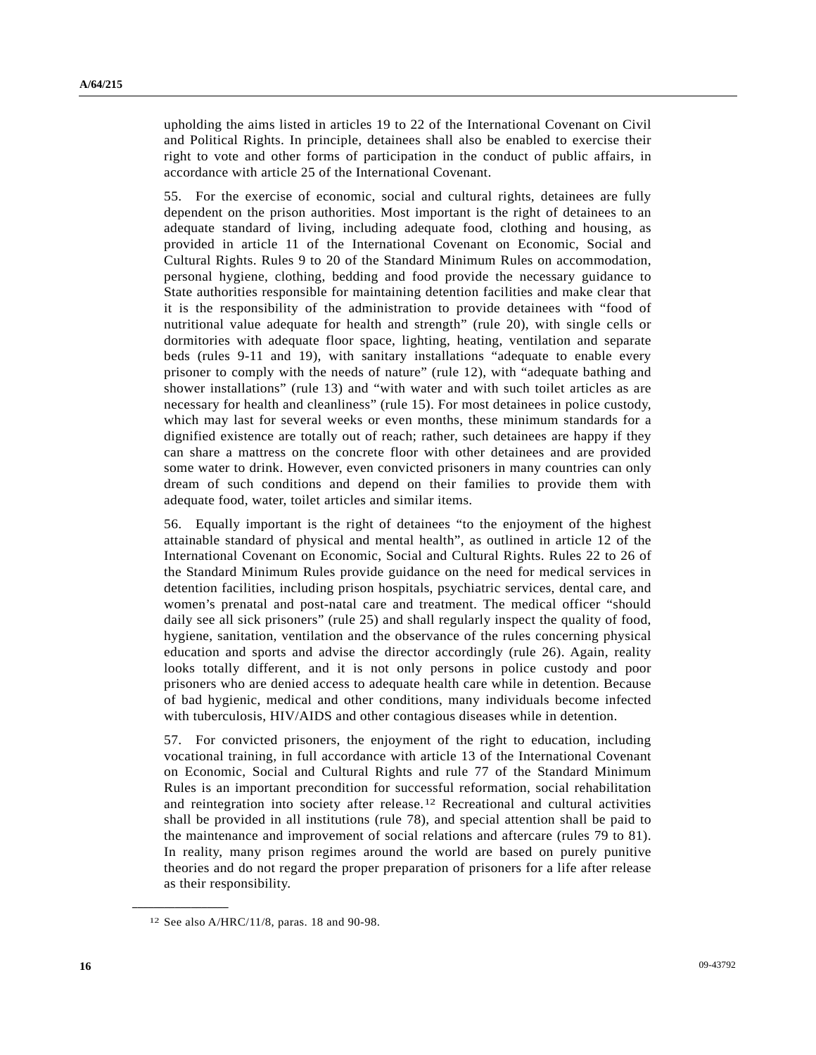upholding the aims listed in articles 19 to 22 of the International Covenant on Civil and Political Rights. In principle, detainees shall also be enabled to exercise their right to vote and other forms of participation in the conduct of public affairs, in accordance with article 25 of the International Covenant.

55. For the exercise of economic, social and cultural rights, detainees are fully dependent on the prison authorities. Most important is the right of detainees to an adequate standard of living, including adequate food, clothing and housing, as provided in article 11 of the International Covenant on Economic, Social and Cultural Rights. Rules 9 to 20 of the Standard Minimum Rules on accommodation, personal hygiene, clothing, bedding and food provide the necessary guidance to State authorities responsible for maintaining detention facilities and make clear that it is the responsibility of the administration to provide detainees with "food of nutritional value adequate for health and strength" (rule 20), with single cells or dormitories with adequate floor space, lighting, heating, ventilation and separate beds (rules 9-11 and 19), with sanitary installations "adequate to enable every prisoner to comply with the needs of nature" (rule 12), with "adequate bathing and shower installations" (rule 13) and "with water and with such toilet articles as are necessary for health and cleanliness" (rule 15). For most detainees in police custody, which may last for several weeks or even months, these minimum standards for a dignified existence are totally out of reach; rather, such detainees are happy if they can share a mattress on the concrete floor with other detainees and are provided some water to drink. However, even convicted prisoners in many countries can only dream of such conditions and depend on their families to provide them with adequate food, water, toilet articles and similar items.

56. Equally important is the right of detainees "to the enjoyment of the highest attainable standard of physical and mental health", as outlined in article 12 of the International Covenant on Economic, Social and Cultural Rights. Rules 22 to 26 of the Standard Minimum Rules provide guidance on the need for medical services in detention facilities, including prison hospitals, psychiatric services, dental care, and women's prenatal and post-natal care and treatment. The medical officer "should daily see all sick prisoners" (rule 25) and shall regularly inspect the quality of food, hygiene, sanitation, ventilation and the observance of the rules concerning physical education and sports and advise the director accordingly (rule 26). Again, reality looks totally different, and it is not only persons in police custody and poor prisoners who are denied access to adequate health care while in detention. Because of bad hygienic, medical and other conditions, many individuals become infected with tuberculosis, HIV/AIDS and other contagious diseases while in detention.

57. For convicted prisoners, the enjoyment of the right to education, including vocational training, in full accordance with article 13 of the International Covenant on Economic, Social and Cultural Rights and rule 77 of the Standard Minimum Rules is an important precondition for successful reformation, social rehabilitation and reintegration into society after release.[12] Recreational and cultural activities shall be provided in all institutions (rule 78), and special attention shall be paid to the maintenance and improvement of social relations and aftercare (rules 79 to 81). In reality, many prison regimes around the world are based on purely punitive theories and do not regard the proper preparation of prisoners for a life after release as their responsibility.

---

[12] See also A/HRC/11/8, paras. 18 and 90-98.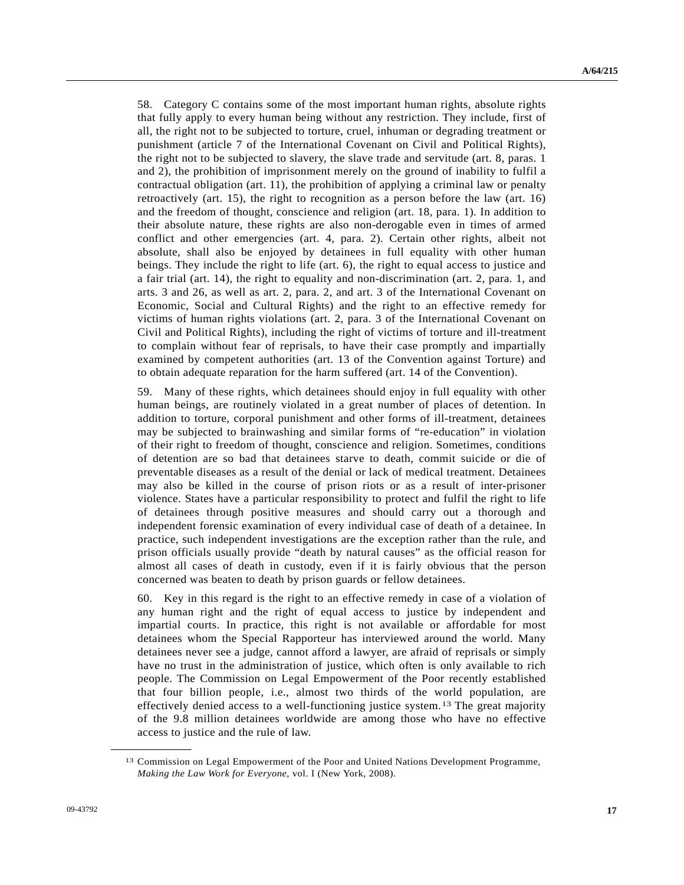58. Category C contains some of the most important human rights, absolute rights that fully apply to every human being without any restriction. They include, first of all, the right not to be subjected to torture, cruel, inhuman or degrading treatment or punishment (article 7 of the International Covenant on Civil and Political Rights), the right not to be subjected to slavery, the slave trade and servitude (art. 8, paras. 1 and 2), the prohibition of imprisonment merely on the ground of inability to fulfil a contractual obligation (art. 11), the prohibition of applying a criminal law or penalty retroactively (art. 15), the right to recognition as a person before the law (art. 16) and the freedom of thought, conscience and religion (art. 18, para. 1). In addition to their absolute nature, these rights are also non-derogable even in times of armed conflict and other emergencies (art. 4, para. 2). Certain other rights, albeit not absolute, shall also be enjoyed by detainees in full equality with other human beings. They include the right to life (art. 6), the right to equal access to justice and a fair trial (art. 14), the right to equality and non-discrimination (art. 2, para. 1, and arts. 3 and 26, as well as art. 2, para. 2, and art. 3 of the International Covenant on Economic, Social and Cultural Rights) and the right to an effective remedy for victims of human rights violations (art. 2, para. 3 of the International Covenant on Civil and Political Rights), including the right of victims of torture and ill-treatment to complain without fear of reprisals, to have their case promptly and impartially examined by competent authorities (art. 13 of the Convention against Torture) and to obtain adequate reparation for the harm suffered (art. 14 of the Convention).

59. Many of these rights, which detainees should enjoy in full equality with other human beings, are routinely violated in a great number of places of detention. In addition to torture, corporal punishment and other forms of ill-treatment, detainees may be subjected to brainwashing and similar forms of "re-education" in violation of their right to freedom of thought, conscience and religion. Sometimes, conditions of detention are so bad that detainees starve to death, commit suicide or die of preventable diseases as a result of the denial or lack of medical treatment. Detainees may also be killed in the course of prison riots or as a result of inter-prisoner violence. States have a particular responsibility to protect and fulfil the right to life of detainees through positive measures and should carry out a thorough and independent forensic examination of every individual case of death of a detainee. In practice, such independent investigations are the exception rather than the rule, and prison officials usually provide "death by natural causes" as the official reason for almost all cases of death in custody, even if it is fairly obvious that the person concerned was beaten to death by prison guards or fellow detainees.

60. Key in this regard is the right to an effective remedy in case of a violation of any human right and the right of equal access to justice by independent and impartial courts. In practice, this right is not available or affordable for most detainees whom the Special Rapporteur has interviewed around the world. Many detainees never see a judge, cannot afford a lawyer, are afraid of reprisals or simply have no trust in the administration of justice, which often is only available to rich people. The Commission on Legal Empowerment of the Poor recently established that four billion people, i.e., almost two thirds of the world population, are effectively denied access to a well-functioning justice system.[13] The great majority of the 9.8 million detainees worldwide are among those who have no effective access to justice and the rule of law.

---

[13] Commission on Legal Empowerment of the Poor and United Nations Development Programme, *Making the Law Work for Everyone*, vol. I (New York, 2008).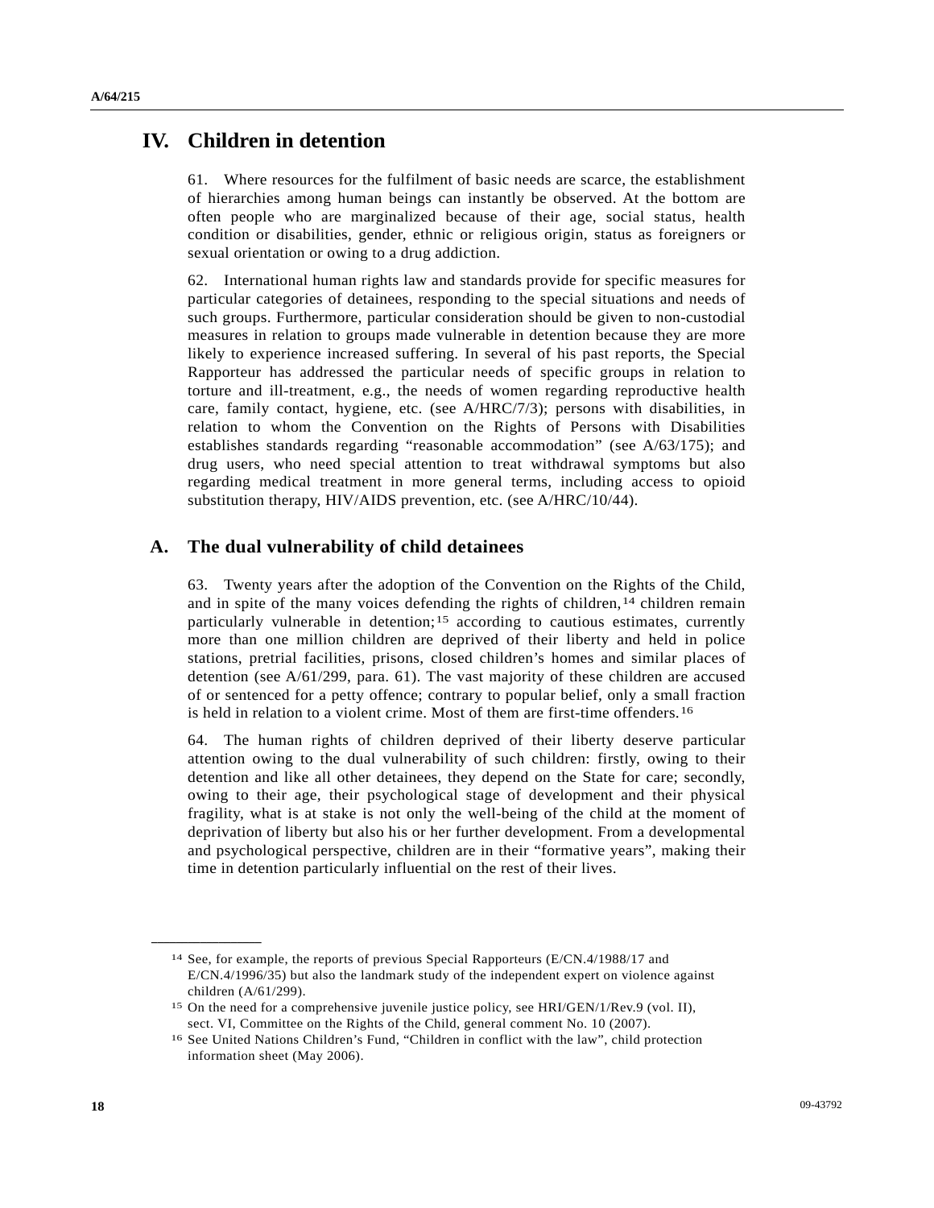# IV. Children in detention

61. Where resources for the fulfilment of basic needs are scarce, the establishment of hierarchies among human beings can instantly be observed. At the bottom are often people who are marginalized because of their age, social status, health condition or disabilities, gender, ethnic or religious origin, status as foreigners or sexual orientation or owing to a drug addiction.

62. International human rights law and standards provide for specific measures for particular categories of detainees, responding to the special situations and needs of such groups. Furthermore, particular consideration should be given to non-custodial measures in relation to groups made vulnerable in detention because they are more likely to experience increased suffering. In several of his past reports, the Special Rapporteur has addressed the particular needs of specific groups in relation to torture and ill-treatment, e.g., the needs of women regarding reproductive health care, family contact, hygiene, etc. (see A/HRC/7/3); persons with disabilities, in relation to whom the Convention on the Rights of Persons with Disabilities establishes standards regarding "reasonable accommodation" (see A/63/175); and drug users, who need special attention to treat withdrawal symptoms but also regarding medical treatment in more general terms, including access to opioid substitution therapy, HIV/AIDS prevention, etc. (see A/HRC/10/44).

## A. The dual vulnerability of child detainees

63. Twenty years after the adoption of the Convention on the Rights of the Child, and in spite of the many voices defending the rights of children,[14] children remain particularly vulnerable in detention;[15] according to cautious estimates, currently more than one million children are deprived of their liberty and held in police stations, pretrial facilities, prisons, closed children's homes and similar places of detention (see A/61/299, para. 61). The vast majority of these children are accused of or sentenced for a petty offence; contrary to popular belief, only a small fraction is held in relation to a violent crime. Most of them are first-time offenders.[16]

64. The human rights of children deprived of their liberty deserve particular attention owing to the dual vulnerability of such children: firstly, owing to their detention and like all other detainees, they depend on the State for care; secondly, owing to their age, their psychological stage of development and their physical fragility, what is at stake is not only the well-being of the child at the moment of deprivation of liberty but also his or her further development. From a developmental and psychological perspective, children are in their "formative years", making their time in detention particularly influential on the rest of their lives.

---

[14] See, for example, the reports of previous Special Rapporteurs (E/CN.4/1988/17 and E/CN.4/1996/35) but also the landmark study of the independent expert on violence against children (A/61/299).

[15] On the need for a comprehensive juvenile justice policy, see HRI/GEN/1/Rev.9 (vol. II), sect. VI, Committee on the Rights of the Child, general comment No. 10 (2007).

[16] See United Nations Children's Fund, "Children in conflict with the law", child protection information sheet (May 2006).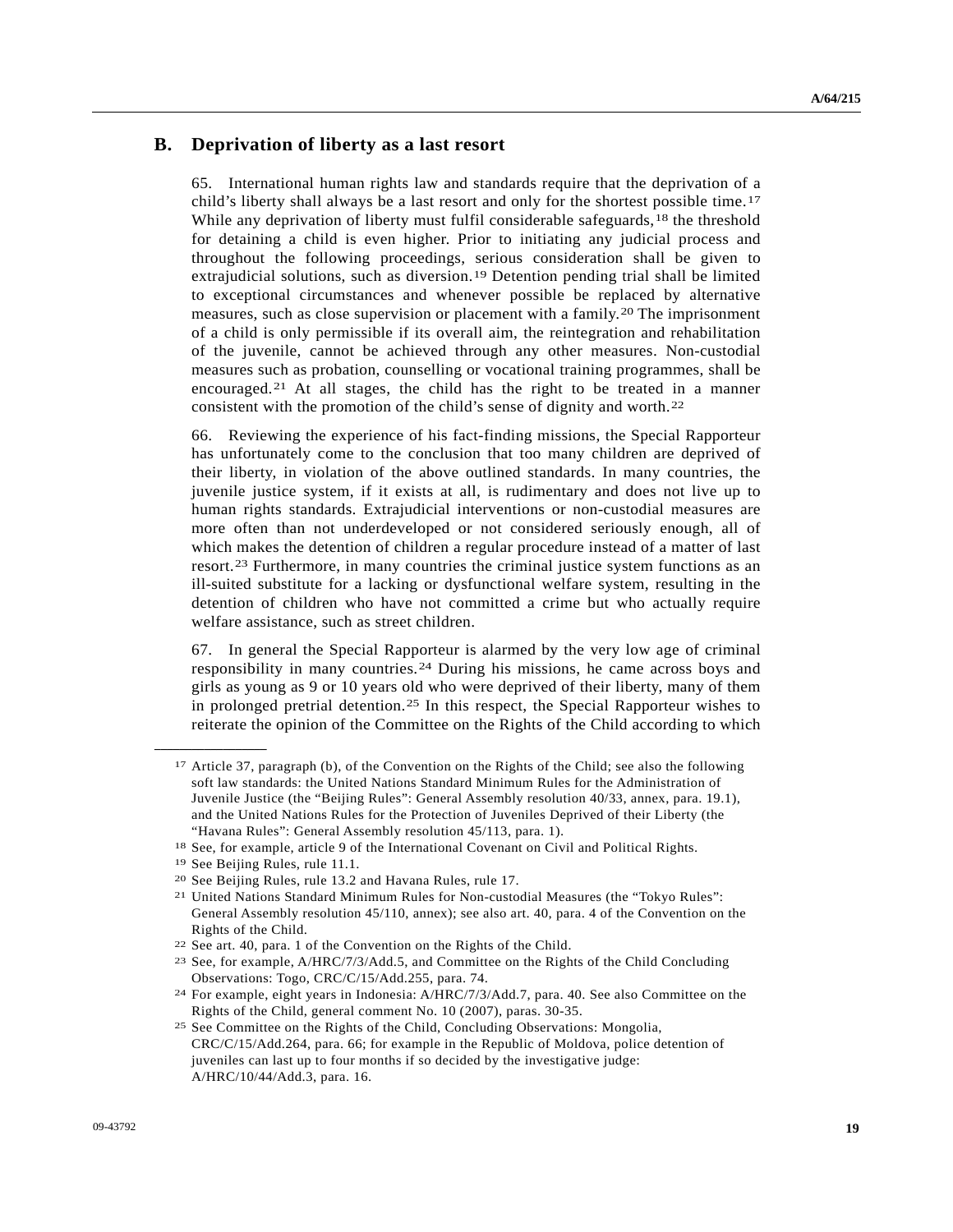## B. Deprivation of liberty as a last resort

65. International human rights law and standards require that the deprivation of a child's liberty shall always be a last resort and only for the shortest possible time.[17] While any deprivation of liberty must fulfil considerable safeguards,[18] the threshold for detaining a child is even higher. Prior to initiating any judicial process and throughout the following proceedings, serious consideration shall be given to extrajudicial solutions, such as diversion.[19] Detention pending trial shall be limited to exceptional circumstances and whenever possible be replaced by alternative measures, such as close supervision or placement with a family.[20] The imprisonment of a child is only permissible if its overall aim, the reintegration and rehabilitation of the juvenile, cannot be achieved through any other measures. Non-custodial measures such as probation, counselling or vocational training programmes, shall be encouraged.[21] At all stages, the child has the right to be treated in a manner consistent with the promotion of the child's sense of dignity and worth.[22]

66. Reviewing the experience of his fact-finding missions, the Special Rapporteur has unfortunately come to the conclusion that too many children are deprived of their liberty, in violation of the above outlined standards. In many countries, the juvenile justice system, if it exists at all, is rudimentary and does not live up to human rights standards. Extrajudicial interventions or non-custodial measures are more often than not underdeveloped or not considered seriously enough, all of which makes the detention of children a regular procedure instead of a matter of last resort.[23] Furthermore, in many countries the criminal justice system functions as an ill-suited substitute for a lacking or dysfunctional welfare system, resulting in the detention of children who have not committed a crime but who actually require welfare assistance, such as street children.

67. In general the Special Rapporteur is alarmed by the very low age of criminal responsibility in many countries.[24] During his missions, he came across boys and girls as young as 9 or 10 years old who were deprived of their liberty, many of them in prolonged pretrial detention.[25] In this respect, the Special Rapporteur wishes to reiterate the opinion of the Committee on the Rights of the Child according to which

---

[17] Article 37, paragraph (b), of the Convention on the Rights of the Child; see also the following soft law standards: the United Nations Standard Minimum Rules for the Administration of Juvenile Justice (the "Beijing Rules": General Assembly resolution 40/33, annex, para. 19.1), and the United Nations Rules for the Protection of Juveniles Deprived of their Liberty (the "Havana Rules": General Assembly resolution 45/113, para. 1).

[18] See, for example, article 9 of the International Covenant on Civil and Political Rights.

[19] See Beijing Rules, rule 11.1.

[20] See Beijing Rules, rule 13.2 and Havana Rules, rule 17.

[21] United Nations Standard Minimum Rules for Non-custodial Measures (the "Tokyo Rules": General Assembly resolution 45/110, annex); see also art. 40, para. 4 of the Convention on the Rights of the Child.

[22] See art. 40, para. 1 of the Convention on the Rights of the Child.

[23] See, for example, A/HRC/7/3/Add.5, and Committee on the Rights of the Child Concluding Observations: Togo, CRC/C/15/Add.255, para. 74.

[24] For example, eight years in Indonesia: A/HRC/7/3/Add.7, para. 40. See also Committee on the Rights of the Child, general comment No. 10 (2007), paras. 30-35.

[25] See Committee on the Rights of the Child, Concluding Observations: Mongolia, CRC/C/15/Add.264, para. 66; for example in the Republic of Moldova, police detention of juveniles can last up to four months if so decided by the investigative judge: A/HRC/10/44/Add.3, para. 16.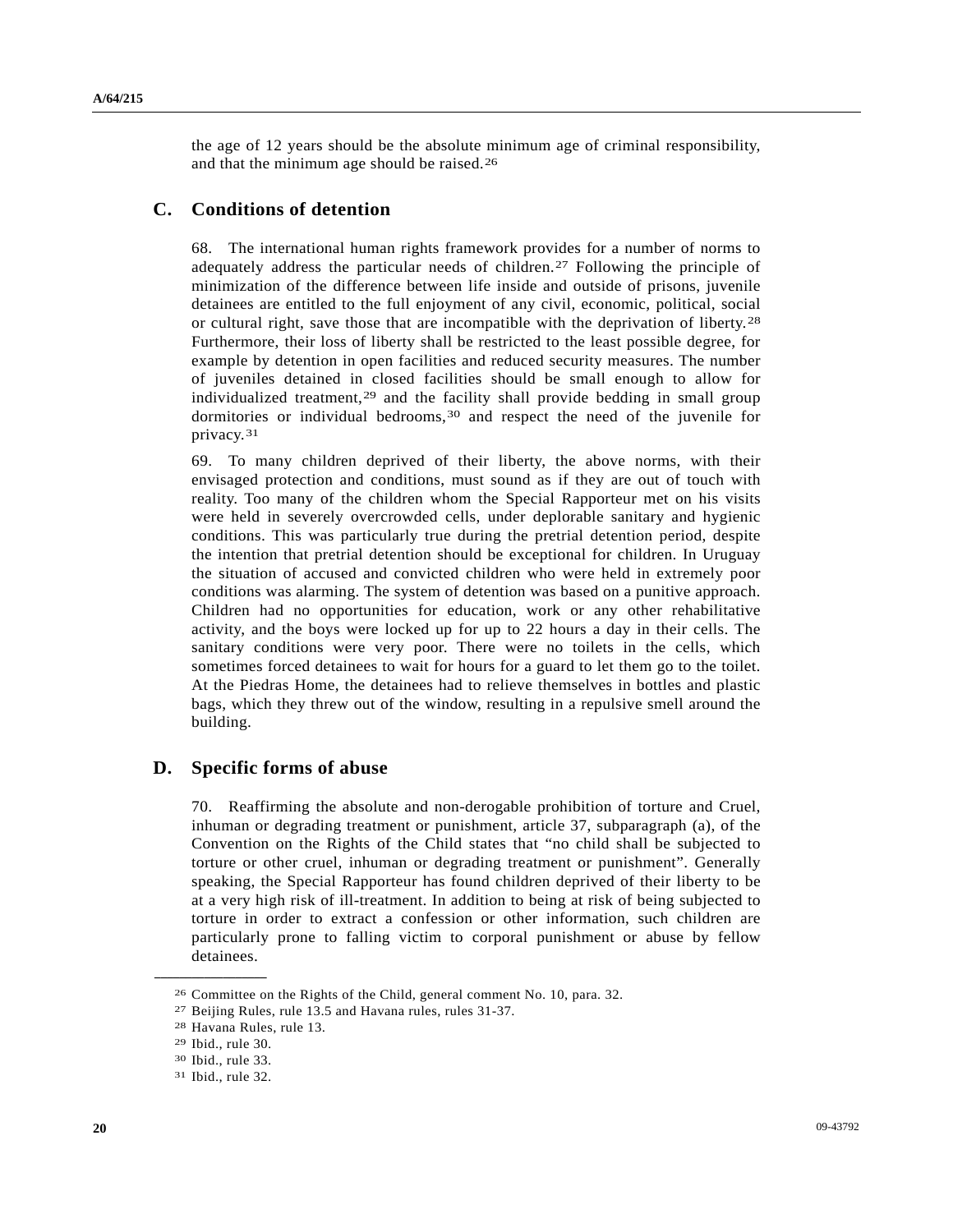the age of 12 years should be the absolute minimum age of criminal responsibility, and that the minimum age should be raised.[26]

## C. Conditions of detention

68. The international human rights framework provides for a number of norms to adequately address the particular needs of children.[27] Following the principle of minimization of the difference between life inside and outside of prisons, juvenile detainees are entitled to the full enjoyment of any civil, economic, political, social or cultural right, save those that are incompatible with the deprivation of liberty.[28] Furthermore, their loss of liberty shall be restricted to the least possible degree, for example by detention in open facilities and reduced security measures. The number of juveniles detained in closed facilities should be small enough to allow for individualized treatment,[29] and the facility shall provide bedding in small group dormitories or individual bedrooms,[30] and respect the need of the juvenile for privacy.[31]

69. To many children deprived of their liberty, the above norms, with their envisaged protection and conditions, must sound as if they are out of touch with reality. Too many of the children whom the Special Rapporteur met on his visits were held in severely overcrowded cells, under deplorable sanitary and hygienic conditions. This was particularly true during the pretrial detention period, despite the intention that pretrial detention should be exceptional for children. In Uruguay the situation of accused and convicted children who were held in extremely poor conditions was alarming. The system of detention was based on a punitive approach. Children had no opportunities for education, work or any other rehabilitative activity, and the boys were locked up for up to 22 hours a day in their cells. The sanitary conditions were very poor. There were no toilets in the cells, which sometimes forced detainees to wait for hours for a guard to let them go to the toilet. At the Piedras Home, the detainees had to relieve themselves in bottles and plastic bags, which they threw out of the window, resulting in a repulsive smell around the building.

## D. Specific forms of abuse

70. Reaffirming the absolute and non-derogable prohibition of torture and Cruel, inhuman or degrading treatment or punishment, article 37, subparagraph (a), of the Convention on the Rights of the Child states that "no child shall be subjected to torture or other cruel, inhuman or degrading treatment or punishment". Generally speaking, the Special Rapporteur has found children deprived of their liberty to be at a very high risk of ill-treatment. In addition to being at risk of being subjected to torture in order to extract a confession or other information, such children are particularly prone to falling victim to corporal punishment or abuse by fellow detainees.

---

[26] Committee on the Rights of the Child, general comment No. 10, para. 32.

[27] Beijing Rules, rule 13.5 and Havana rules, rules 31-37.

[28] Havana Rules, rule 13.

[29] Ibid., rule 30.

[30] Ibid., rule 33.

[31] Ibid., rule 32.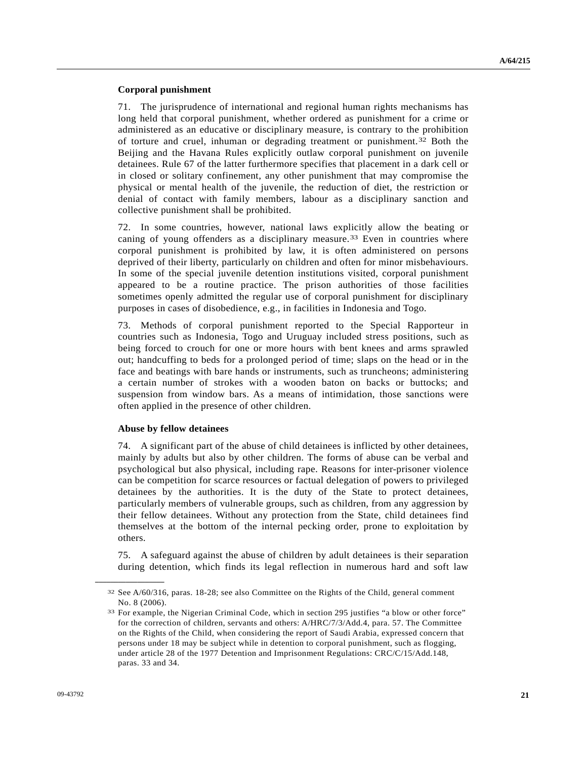### Corporal punishment

71. The jurisprudence of international and regional human rights mechanisms has long held that corporal punishment, whether ordered as punishment for a crime or administered as an educative or disciplinary measure, is contrary to the prohibition of torture and cruel, inhuman or degrading treatment or punishment.[32] Both the Beijing and the Havana Rules explicitly outlaw corporal punishment on juvenile detainees. Rule 67 of the latter furthermore specifies that placement in a dark cell or in closed or solitary confinement, any other punishment that may compromise the physical or mental health of the juvenile, the reduction of diet, the restriction or denial of contact with family members, labour as a disciplinary sanction and collective punishment shall be prohibited.

72. In some countries, however, national laws explicitly allow the beating or caning of young offenders as a disciplinary measure.[33] Even in countries where corporal punishment is prohibited by law, it is often administered on persons deprived of their liberty, particularly on children and often for minor misbehaviours. In some of the special juvenile detention institutions visited, corporal punishment appeared to be a routine practice. The prison authorities of those facilities sometimes openly admitted the regular use of corporal punishment for disciplinary purposes in cases of disobedience, e.g., in facilities in Indonesia and Togo.

73. Methods of corporal punishment reported to the Special Rapporteur in countries such as Indonesia, Togo and Uruguay included stress positions, such as being forced to crouch for one or more hours with bent knees and arms sprawled out; handcuffing to beds for a prolonged period of time; slaps on the head or in the face and beatings with bare hands or instruments, such as truncheons; administering a certain number of strokes with a wooden baton on backs or buttocks; and suspension from window bars. As a means of intimidation, those sanctions were often applied in the presence of other children.

### Abuse by fellow detainees

74. A significant part of the abuse of child detainees is inflicted by other detainees, mainly by adults but also by other children. The forms of abuse can be verbal and psychological but also physical, including rape. Reasons for inter-prisoner violence can be competition for scarce resources or factual delegation of powers to privileged detainees by the authorities. It is the duty of the State to protect detainees, particularly members of vulnerable groups, such as children, from any aggression by their fellow detainees. Without any protection from the State, child detainees find themselves at the bottom of the internal pecking order, prone to exploitation by others.

75. A safeguard against the abuse of children by adult detainees is their separation during detention, which finds its legal reflection in numerous hard and soft law

---

[32] See A/60/316, paras. 18-28; see also Committee on the Rights of the Child, general comment No. 8 (2006).

[33] For example, the Nigerian Criminal Code, which in section 295 justifies "a blow or other force" for the correction of children, servants and others: A/HRC/7/3/Add.4, para. 57. The Committee on the Rights of the Child, when considering the report of Saudi Arabia, expressed concern that persons under 18 may be subject while in detention to corporal punishment, such as flogging, under article 28 of the 1977 Detention and Imprisonment Regulations: CRC/C/15/Add.148, paras. 33 and 34.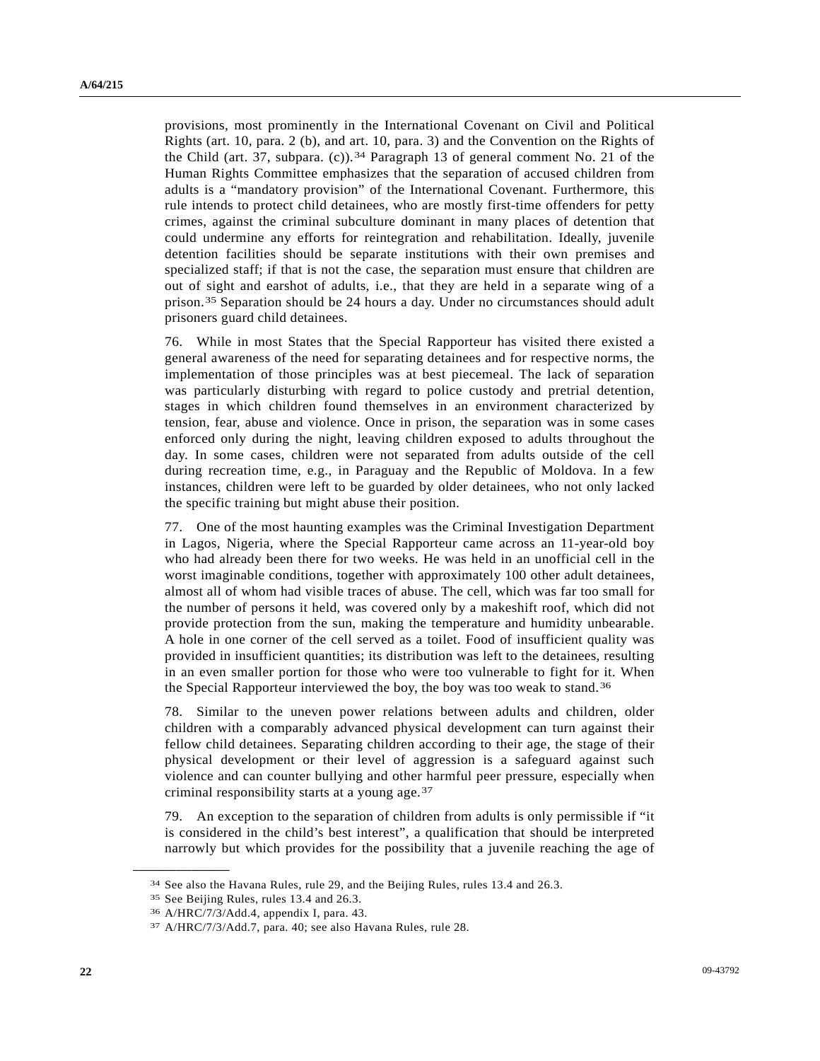provisions, most prominently in the International Covenant on Civil and Political Rights (art. 10, para. 2 (b), and art. 10, para. 3) and the Convention on the Rights of the Child (art. 37, subpara. (c)).[34] Paragraph 13 of general comment No. 21 of the Human Rights Committee emphasizes that the separation of accused children from adults is a "mandatory provision" of the International Covenant. Furthermore, this rule intends to protect child detainees, who are mostly first-time offenders for petty crimes, against the criminal subculture dominant in many places of detention that could undermine any efforts for reintegration and rehabilitation. Ideally, juvenile detention facilities should be separate institutions with their own premises and specialized staff; if that is not the case, the separation must ensure that children are out of sight and earshot of adults, i.e., that they are held in a separate wing of a prison.[35] Separation should be 24 hours a day. Under no circumstances should adult prisoners guard child detainees.

76. While in most States that the Special Rapporteur has visited there existed a general awareness of the need for separating detainees and for respective norms, the implementation of those principles was at best piecemeal. The lack of separation was particularly disturbing with regard to police custody and pretrial detention, stages in which children found themselves in an environment characterized by tension, fear, abuse and violence. Once in prison, the separation was in some cases enforced only during the night, leaving children exposed to adults throughout the day. In some cases, children were not separated from adults outside of the cell during recreation time, e.g., in Paraguay and the Republic of Moldova. In a few instances, children were left to be guarded by older detainees, who not only lacked the specific training but might abuse their position.

77. One of the most haunting examples was the Criminal Investigation Department in Lagos, Nigeria, where the Special Rapporteur came across an 11-year-old boy who had already been there for two weeks. He was held in an unofficial cell in the worst imaginable conditions, together with approximately 100 other adult detainees, almost all of whom had visible traces of abuse. The cell, which was far too small for the number of persons it held, was covered only by a makeshift roof, which did not provide protection from the sun, making the temperature and humidity unbearable. A hole in one corner of the cell served as a toilet. Food of insufficient quality was provided in insufficient quantities; its distribution was left to the detainees, resulting in an even smaller portion for those who were too vulnerable to fight for it. When the Special Rapporteur interviewed the boy, the boy was too weak to stand.[36]

78. Similar to the uneven power relations between adults and children, older children with a comparably advanced physical development can turn against their fellow child detainees. Separating children according to their age, the stage of their physical development or their level of aggression is a safeguard against such violence and can counter bullying and other harmful peer pressure, especially when criminal responsibility starts at a young age.[37]

79. An exception to the separation of children from adults is only permissible if "it is considered in the child's best interest", a qualification that should be interpreted narrowly but which provides for the possibility that a juvenile reaching the age of

---

[34] See also the Havana Rules, rule 29, and the Beijing Rules, rules 13.4 and 26.3.

[35] See Beijing Rules, rules 13.4 and 26.3.

[36] A/HRC/7/3/Add.4, appendix I, para. 43.

[37] A/HRC/7/3/Add.7, para. 40; see also Havana Rules, rule 28.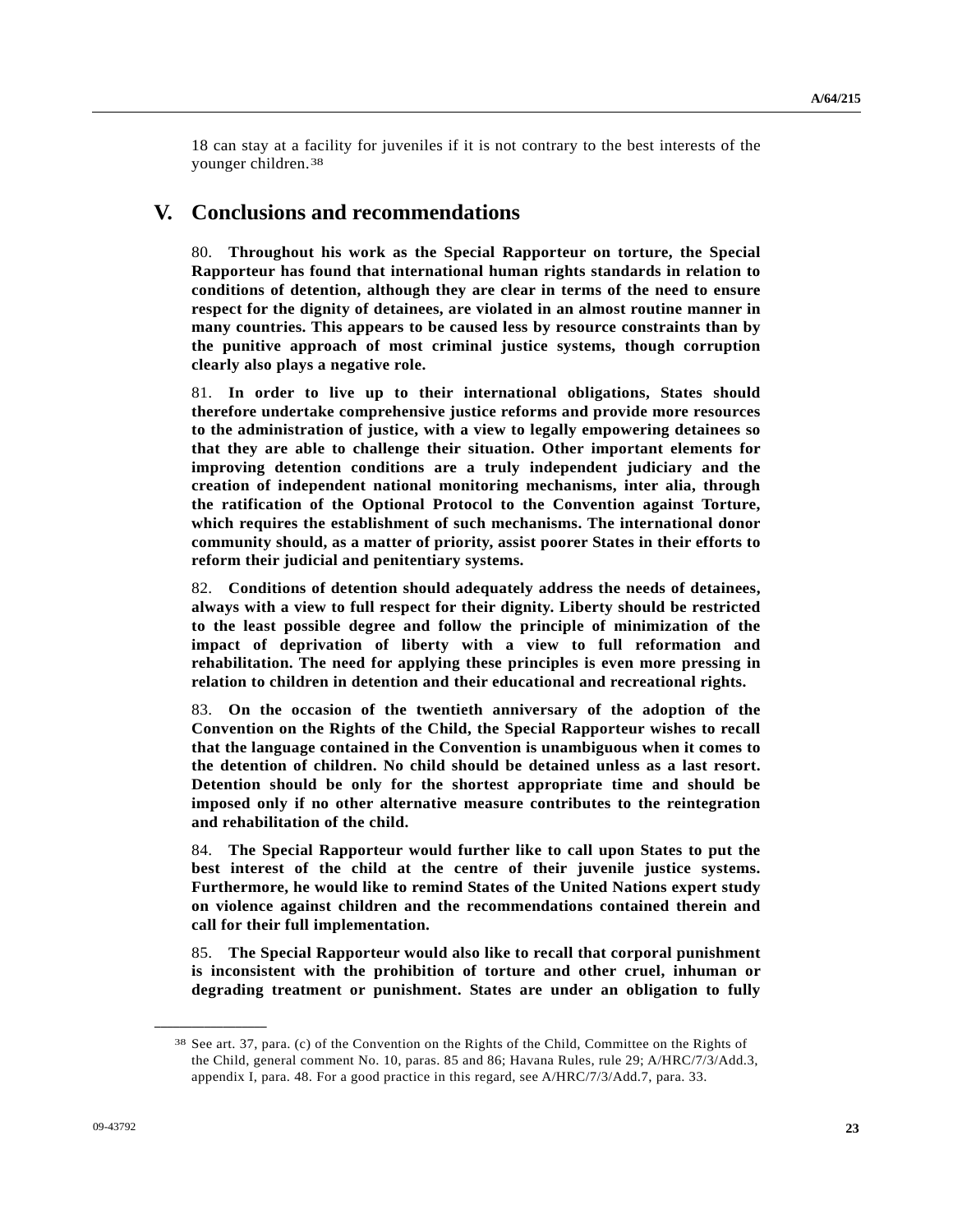18 can stay at a facility for juveniles if it is not contrary to the best interests of the younger children.[38]

# V. Conclusions and recommendations

80. **Throughout his work as the Special Rapporteur on torture, the Special Rapporteur has found that international human rights standards in relation to conditions of detention, although they are clear in terms of the need to ensure respect for the dignity of detainees, are violated in an almost routine manner in many countries. This appears to be caused less by resource constraints than by the punitive approach of most criminal justice systems, though corruption clearly also plays a negative role.**

81. **In order to live up to their international obligations, States should therefore undertake comprehensive justice reforms and provide more resources to the administration of justice, with a view to legally empowering detainees so that they are able to challenge their situation. Other important elements for improving detention conditions are a truly independent judiciary and the creation of independent national monitoring mechanisms, inter alia, through the ratification of the Optional Protocol to the Convention against Torture, which requires the establishment of such mechanisms. The international donor community should, as a matter of priority, assist poorer States in their efforts to reform their judicial and penitentiary systems.**

82. **Conditions of detention should adequately address the needs of detainees, always with a view to full respect for their dignity. Liberty should be restricted to the least possible degree and follow the principle of minimization of the impact of deprivation of liberty with a view to full reformation and rehabilitation. The need for applying these principles is even more pressing in relation to children in detention and their educational and recreational rights.**

83. **On the occasion of the twentieth anniversary of the adoption of the Convention on the Rights of the Child, the Special Rapporteur wishes to recall that the language contained in the Convention is unambiguous when it comes to the detention of children. No child should be detained unless as a last resort. Detention should be only for the shortest appropriate time and should be imposed only if no other alternative measure contributes to the reintegration and rehabilitation of the child.**

84. **The Special Rapporteur would further like to call upon States to put the best interest of the child at the centre of their juvenile justice systems. Furthermore, he would like to remind States of the United Nations expert study on violence against children and the recommendations contained therein and call for their full implementation.**

85. **The Special Rapporteur would also like to recall that corporal punishment is inconsistent with the prohibition of torture and other cruel, inhuman or degrading treatment or punishment. States are under an obligation to fully**

---

[38] See art. 37, para. (c) of the Convention on the Rights of the Child, Committee on the Rights of the Child, general comment No. 10, paras. 85 and 86; Havana Rules, rule 29; A/HRC/7/3/Add.3, appendix I, para. 48. For a good practice in this regard, see A/HRC/7/3/Add.7, para. 33.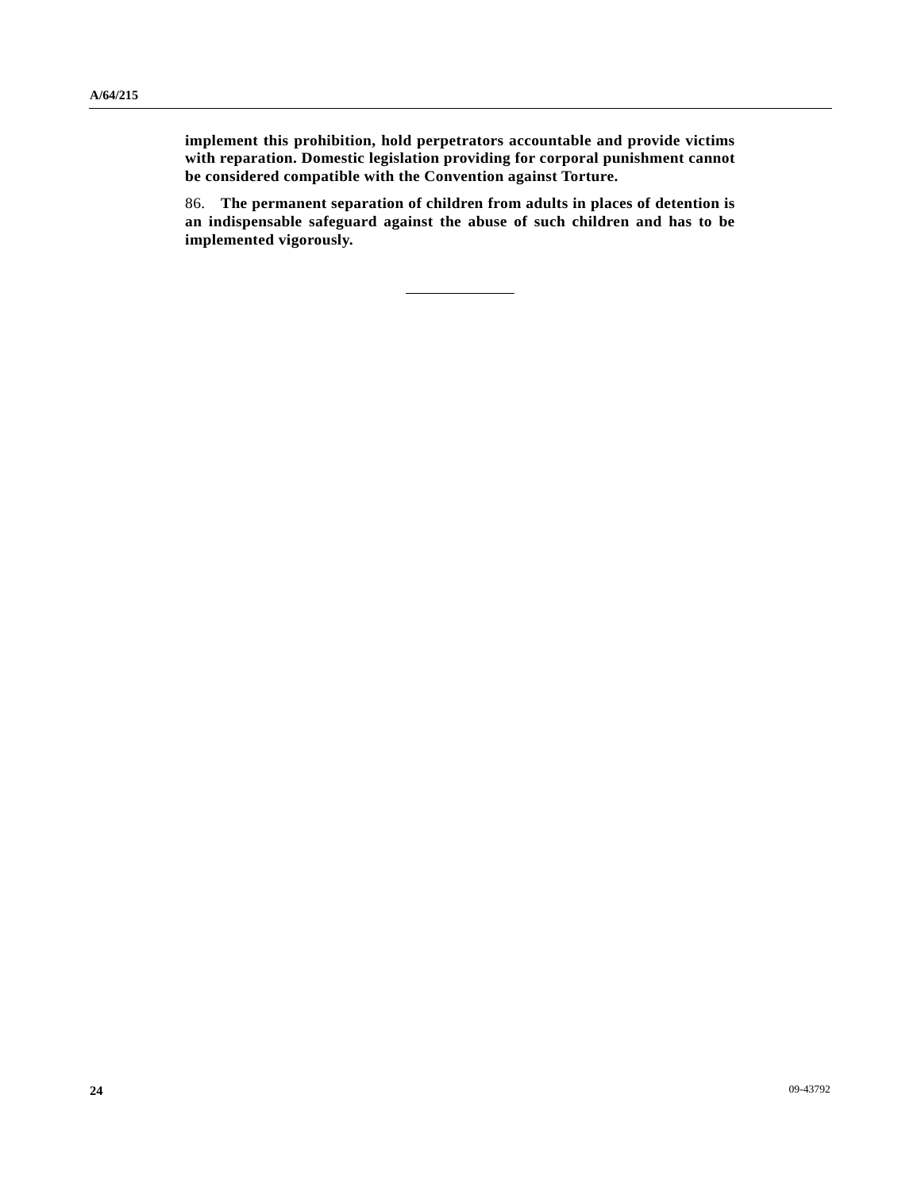**implement this prohibition, hold perpetrators accountable and provide victims with reparation. Domestic legislation providing for corporal punishment cannot be considered compatible with the Convention against Torture.**

86. **The permanent separation of children from adults in places of detention is an indispensable safeguard against the abuse of such children and has to be implemented vigorously.**